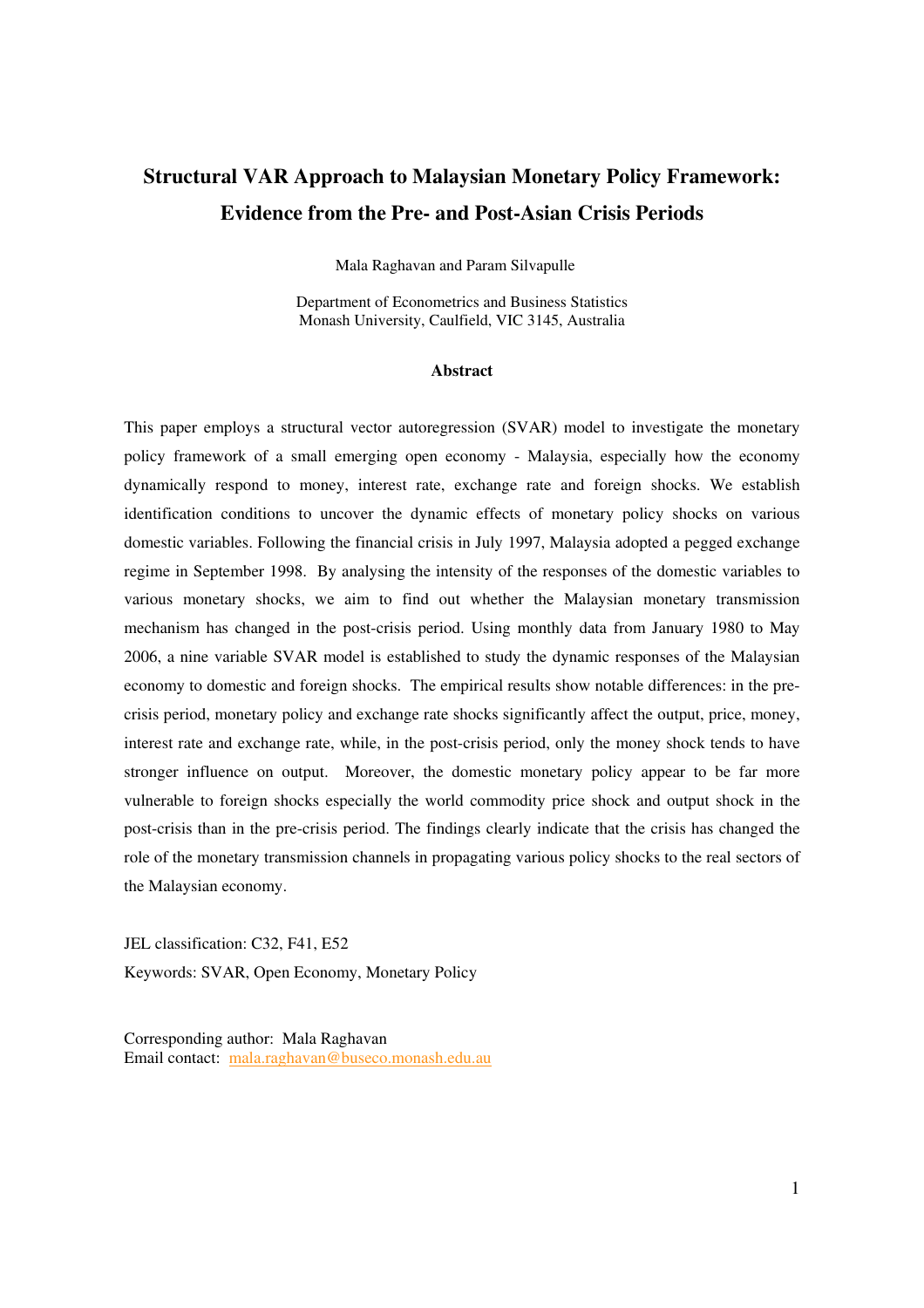# Structural VAR Approach to Malaysian Monetary Policy Framework: Evidence from the Pre- and Post-Asian Crisis Periods

Mala Raghavan and Param Silvapulle

Department of Econometrics and Business Statistics
Monash University, Caulfield, VIC 3145, Australia

## Abstract

This paper employs a structural vector autoregression (SVAR) model to investigate the monetary policy framework of a small emerging open economy - Malaysia, especially how the economy dynamically respond to money, interest rate, exchange rate and foreign shocks. We establish identification conditions to uncover the dynamic effects of monetary policy shocks on various domestic variables. Following the financial crisis in July 1997, Malaysia adopted a pegged exchange regime in September 1998. By analysing the intensity of the responses of the domestic variables to various monetary shocks, we aim to find out whether the Malaysian monetary transmission mechanism has changed in the post-crisis period. Using monthly data from January 1980 to May 2006, a nine variable SVAR model is established to study the dynamic responses of the Malaysian economy to domestic and foreign shocks. The empirical results show notable differences: in the pre-crisis period, monetary policy and exchange rate shocks significantly affect the output, price, money, interest rate and exchange rate, while, in the post-crisis period, only the money shock tends to have stronger influence on output. Moreover, the domestic monetary policy appear to be far more vulnerable to foreign shocks especially the world commodity price shock and output shock in the post-crisis than in the pre-crisis period. The findings clearly indicate that the crisis has changed the role of the monetary transmission channels in propagating various policy shocks to the real sectors of the Malaysian economy.

JEL classification: C32, F41, E52

Keywords: SVAR, Open Economy, Monetary Policy

Corresponding author: Mala Raghavan
Email contact: mala.raghavan@buseco.monash.edu.au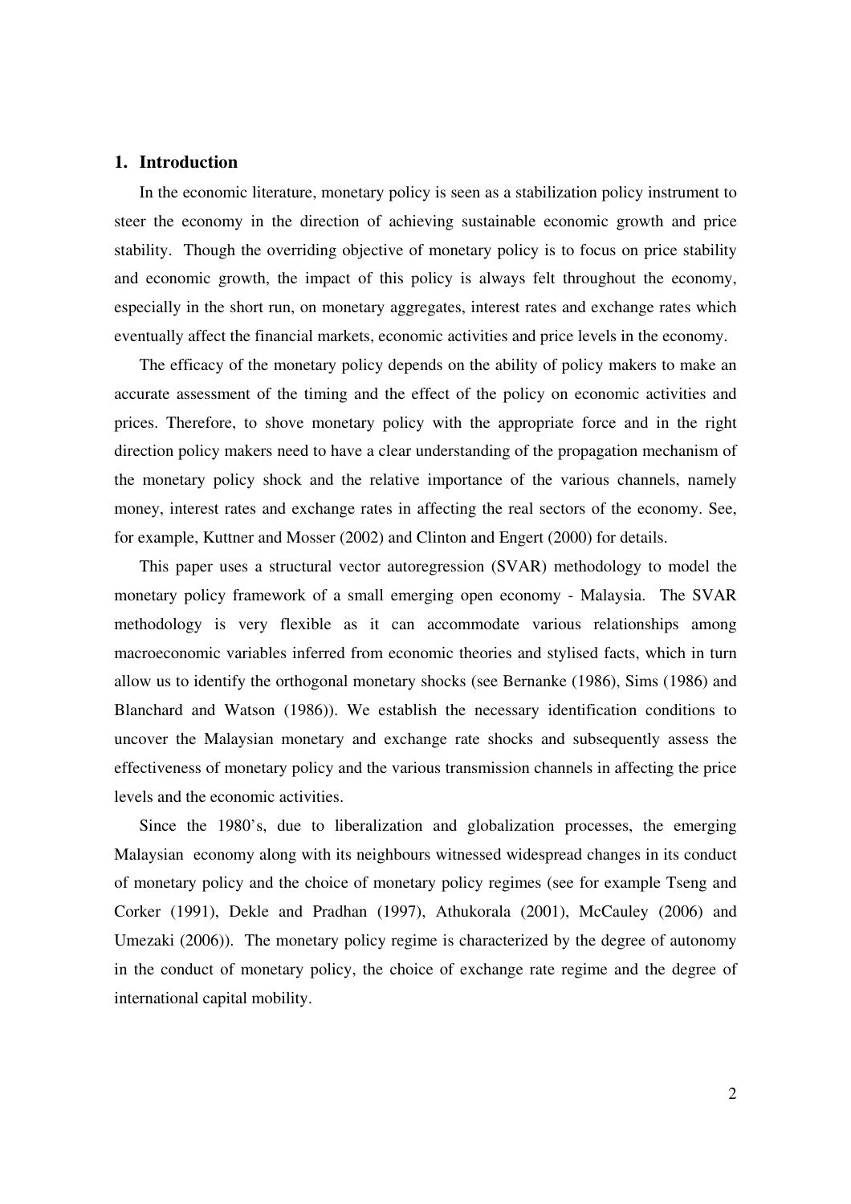## 1. Introduction

In the economic literature, monetary policy is seen as a stabilization policy instrument to steer the economy in the direction of achieving sustainable economic growth and price stability. Though the overriding objective of monetary policy is to focus on price stability and economic growth, the impact of this policy is always felt throughout the economy, especially in the short run, on monetary aggregates, interest rates and exchange rates which eventually affect the financial markets, economic activities and price levels in the economy.

The efficacy of the monetary policy depends on the ability of policy makers to make an accurate assessment of the timing and the effect of the policy on economic activities and prices. Therefore, to shove monetary policy with the appropriate force and in the right direction policy makers need to have a clear understanding of the propagation mechanism of the monetary policy shock and the relative importance of the various channels, namely money, interest rates and exchange rates in affecting the real sectors of the economy. See, for example, Kuttner and Mosser (2002) and Clinton and Engert (2000) for details.

This paper uses a structural vector autoregression (SVAR) methodology to model the monetary policy framework of a small emerging open economy - Malaysia. The SVAR methodology is very flexible as it can accommodate various relationships among macroeconomic variables inferred from economic theories and stylised facts, which in turn allow us to identify the orthogonal monetary shocks (see Bernanke (1986), Sims (1986) and Blanchard and Watson (1986)). We establish the necessary identification conditions to uncover the Malaysian monetary and exchange rate shocks and subsequently assess the effectiveness of monetary policy and the various transmission channels in affecting the price levels and the economic activities.

Since the 1980's, due to liberalization and globalization processes, the emerging Malaysian economy along with its neighbours witnessed widespread changes in its conduct of monetary policy and the choice of monetary policy regimes (see for example Tseng and Corker (1991), Dekle and Pradhan (1997), Athukorala (2001), McCauley (2006) and Umezaki (2006)). The monetary policy regime is characterized by the degree of autonomy in the conduct of monetary policy, the choice of exchange rate regime and the degree of international capital mobility.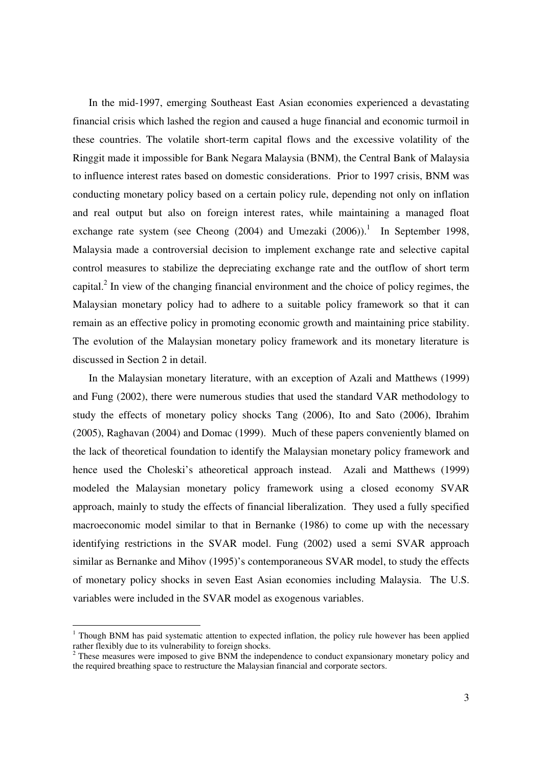In the mid-1997, emerging Southeast East Asian economies experienced a devastating financial crisis which lashed the region and caused a huge financial and economic turmoil in these countries. The volatile short-term capital flows and the excessive volatility of the Ringgit made it impossible for Bank Negara Malaysia (BNM), the Central Bank of Malaysia to influence interest rates based on domestic considerations. Prior to 1997 crisis, BNM was conducting monetary policy based on a certain policy rule, depending not only on inflation and real output but also on foreign interest rates, while maintaining a managed float exchange rate system (see Cheong (2004) and Umezaki (2006)).[1] In September 1998, Malaysia made a controversial decision to implement exchange rate and selective capital control measures to stabilize the depreciating exchange rate and the outflow of short term capital.[2] In view of the changing financial environment and the choice of policy regimes, the Malaysian monetary policy had to adhere to a suitable policy framework so that it can remain as an effective policy in promoting economic growth and maintaining price stability. The evolution of the Malaysian monetary policy framework and its monetary literature is discussed in Section 2 in detail.

In the Malaysian monetary literature, with an exception of Azali and Matthews (1999) and Fung (2002), there were numerous studies that used the standard VAR methodology to study the effects of monetary policy shocks Tang (2006), Ito and Sato (2006), Ibrahim (2005), Raghavan (2004) and Domac (1999). Much of these papers conveniently blamed on the lack of theoretical foundation to identify the Malaysian monetary policy framework and hence used the Choleski's atheoretical approach instead. Azali and Matthews (1999) modeled the Malaysian monetary policy framework using a closed economy SVAR approach, mainly to study the effects of financial liberalization. They used a fully specified macroeconomic model similar to that in Bernanke (1986) to come up with the necessary identifying restrictions in the SVAR model. Fung (2002) used a semi SVAR approach similar as Bernanke and Mihov (1995)'s contemporaneous SVAR model, to study the effects of monetary policy shocks in seven East Asian economies including Malaysia. The U.S. variables were included in the SVAR model as exogenous variables.

[1] Though BNM has paid systematic attention to expected inflation, the policy rule however has been applied rather flexibly due to its vulnerability to foreign shocks.

[2] These measures were imposed to give BNM the independence to conduct expansionary monetary policy and the required breathing space to restructure the Malaysian financial and corporate sectors.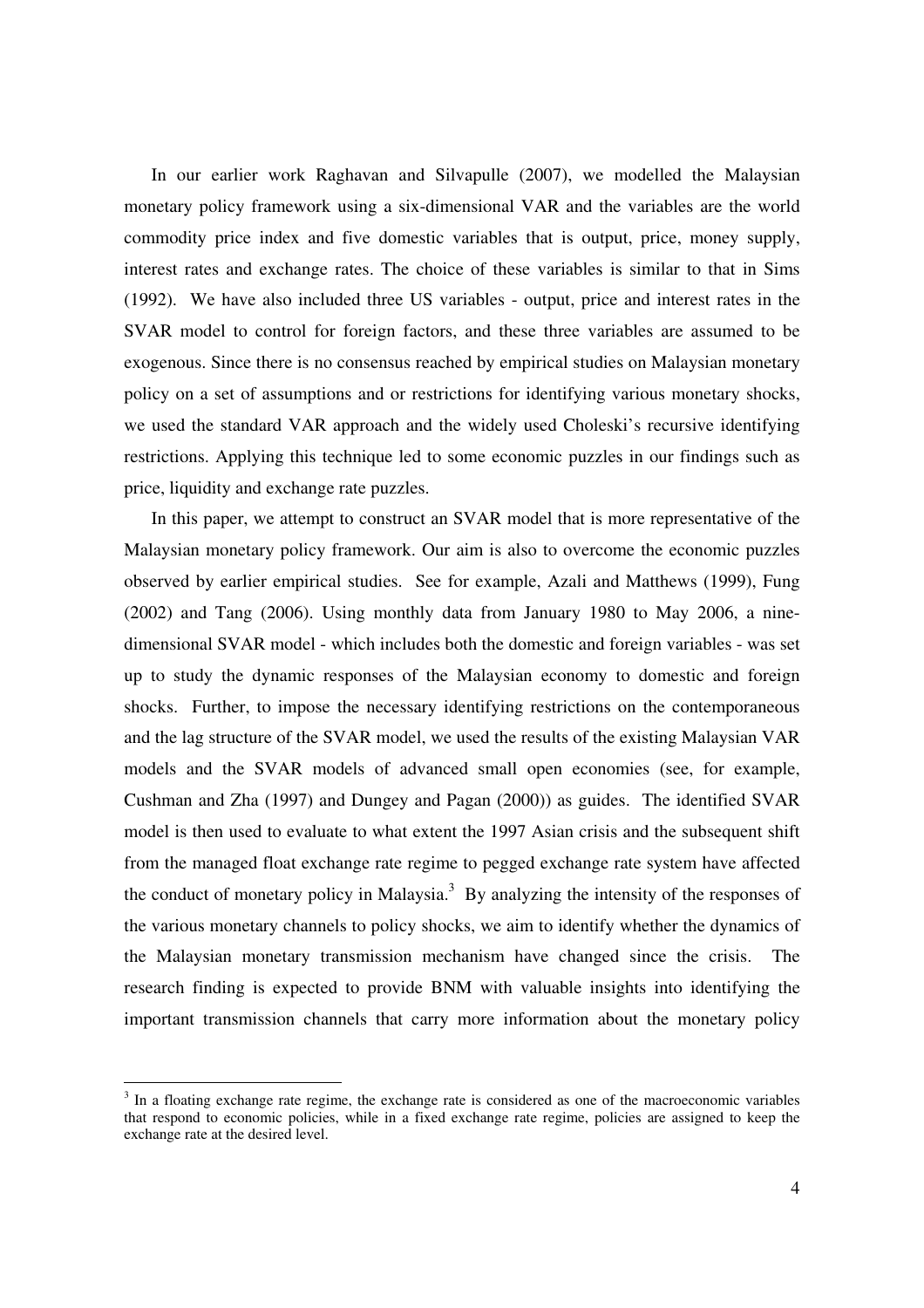In our earlier work Raghavan and Silvapulle (2007), we modelled the Malaysian monetary policy framework using a six-dimensional VAR and the variables are the world commodity price index and five domestic variables that is output, price, money supply, interest rates and exchange rates. The choice of these variables is similar to that in Sims (1992). We have also included three US variables - output, price and interest rates in the SVAR model to control for foreign factors, and these three variables are assumed to be exogenous. Since there is no consensus reached by empirical studies on Malaysian monetary policy on a set of assumptions and or restrictions for identifying various monetary shocks, we used the standard VAR approach and the widely used Choleski's recursive identifying restrictions. Applying this technique led to some economic puzzles in our findings such as price, liquidity and exchange rate puzzles.

In this paper, we attempt to construct an SVAR model that is more representative of the Malaysian monetary policy framework. Our aim is also to overcome the economic puzzles observed by earlier empirical studies. See for example, Azali and Matthews (1999), Fung (2002) and Tang (2006). Using monthly data from January 1980 to May 2006, a nine-dimensional SVAR model - which includes both the domestic and foreign variables - was set up to study the dynamic responses of the Malaysian economy to domestic and foreign shocks. Further, to impose the necessary identifying restrictions on the contemporaneous and the lag structure of the SVAR model, we used the results of the existing Malaysian VAR models and the SVAR models of advanced small open economies (see, for example, Cushman and Zha (1997) and Dungey and Pagan (2000)) as guides. The identified SVAR model is then used to evaluate to what extent the 1997 Asian crisis and the subsequent shift from the managed float exchange rate regime to pegged exchange rate system have affected the conduct of monetary policy in Malaysia.[3] By analyzing the intensity of the responses of the various monetary channels to policy shocks, we aim to identify whether the dynamics of the Malaysian monetary transmission mechanism have changed since the crisis. The research finding is expected to provide BNM with valuable insights into identifying the important transmission channels that carry more information about the monetary policy

[3] In a floating exchange rate regime, the exchange rate is considered as one of the macroeconomic variables that respond to economic policies, while in a fixed exchange rate regime, policies are assigned to keep the exchange rate at the desired level.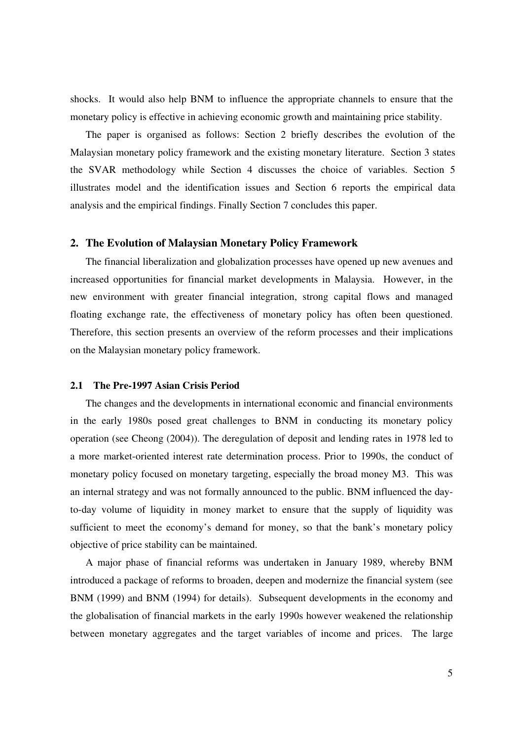shocks. It would also help BNM to influence the appropriate channels to ensure that the monetary policy is effective in achieving economic growth and maintaining price stability.

The paper is organised as follows: Section 2 briefly describes the evolution of the Malaysian monetary policy framework and the existing monetary literature. Section 3 states the SVAR methodology while Section 4 discusses the choice of variables. Section 5 illustrates model and the identification issues and Section 6 reports the empirical data analysis and the empirical findings. Finally Section 7 concludes this paper.

## 2. The Evolution of Malaysian Monetary Policy Framework

The financial liberalization and globalization processes have opened up new avenues and increased opportunities for financial market developments in Malaysia. However, in the new environment with greater financial integration, strong capital flows and managed floating exchange rate, the effectiveness of monetary policy has often been questioned. Therefore, this section presents an overview of the reform processes and their implications on the Malaysian monetary policy framework.

### 2.1 The Pre-1997 Asian Crisis Period

The changes and the developments in international economic and financial environments in the early 1980s posed great challenges to BNM in conducting its monetary policy operation (see Cheong (2004)). The deregulation of deposit and lending rates in 1978 led to a more market-oriented interest rate determination process. Prior to 1990s, the conduct of monetary policy focused on monetary targeting, especially the broad money M3. This was an internal strategy and was not formally announced to the public. BNM influenced the day-to-day volume of liquidity in money market to ensure that the supply of liquidity was sufficient to meet the economy's demand for money, so that the bank's monetary policy objective of price stability can be maintained.

A major phase of financial reforms was undertaken in January 1989, whereby BNM introduced a package of reforms to broaden, deepen and modernize the financial system (see BNM (1999) and BNM (1994) for details). Subsequent developments in the economy and the globalisation of financial markets in the early 1990s however weakened the relationship between monetary aggregates and the target variables of income and prices. The large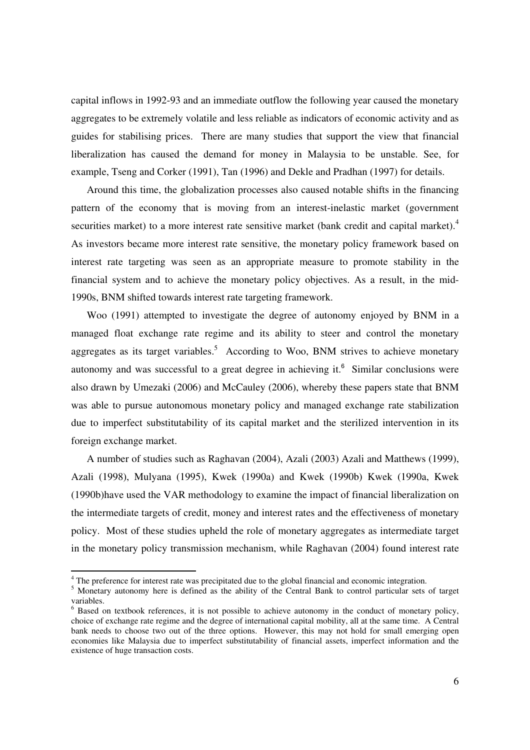capital inflows in 1992-93 and an immediate outflow the following year caused the monetary aggregates to be extremely volatile and less reliable as indicators of economic activity and as guides for stabilising prices. There are many studies that support the view that financial liberalization has caused the demand for money in Malaysia to be unstable. See, for example, Tseng and Corker (1991), Tan (1996) and Dekle and Pradhan (1997) for details.

Around this time, the globalization processes also caused notable shifts in the financing pattern of the economy that is moving from an interest-inelastic market (government securities market) to a more interest rate sensitive market (bank credit and capital market).[4] As investors became more interest rate sensitive, the monetary policy framework based on interest rate targeting was seen as an appropriate measure to promote stability in the financial system and to achieve the monetary policy objectives. As a result, in the mid-1990s, BNM shifted towards interest rate targeting framework.

Woo (1991) attempted to investigate the degree of autonomy enjoyed by BNM in a managed float exchange rate regime and its ability to steer and control the monetary aggregates as its target variables.[5] According to Woo, BNM strives to achieve monetary autonomy and was successful to a great degree in achieving it.[6] Similar conclusions were also drawn by Umezaki (2006) and McCauley (2006), whereby these papers state that BNM was able to pursue autonomous monetary policy and managed exchange rate stabilization due to imperfect substitutability of its capital market and the sterilized intervention in its foreign exchange market.

A number of studies such as Raghavan (2004), Azali (2003) Azali and Matthews (1999), Azali (1998), Mulyana (1995), Kwek (1990a) and Kwek (1990b) Kwek (1990a, Kwek (1990b)have used the VAR methodology to examine the impact of financial liberalization on the intermediate targets of credit, money and interest rates and the effectiveness of monetary policy. Most of these studies upheld the role of monetary aggregates as intermediate target in the monetary policy transmission mechanism, while Raghavan (2004) found interest rate

---

[4] The preference for interest rate was precipitated due to the global financial and economic integration.

[5] Monetary autonomy here is defined as the ability of the Central Bank to control particular sets of target variables.

[6] Based on textbook references, it is not possible to achieve autonomy in the conduct of monetary policy, choice of exchange rate regime and the degree of international capital mobility, all at the same time. A Central bank needs to choose two out of the three options. However, this may not hold for small emerging open economies like Malaysia due to imperfect substitutability of financial assets, imperfect information and the existence of huge transaction costs.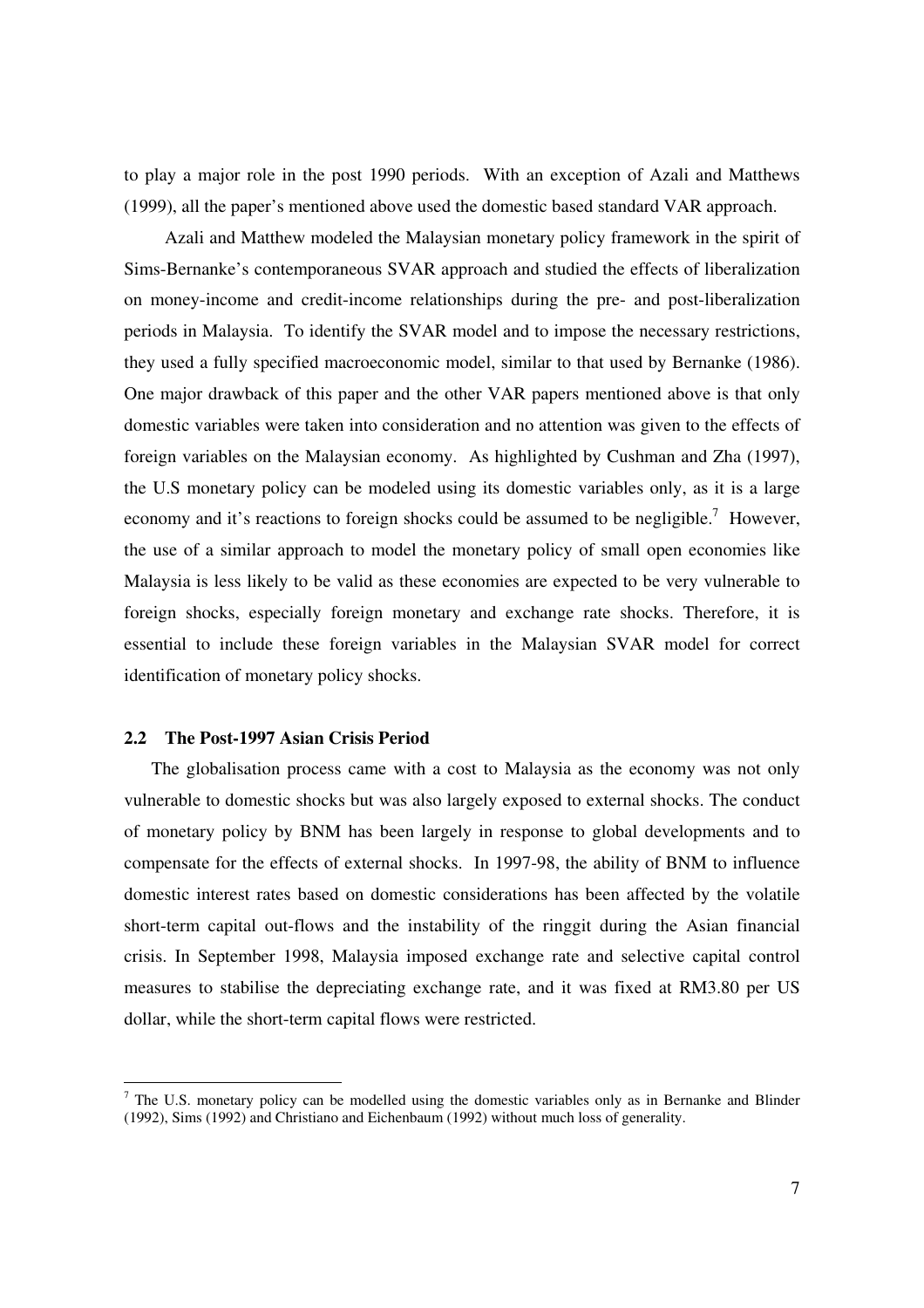to play a major role in the post 1990 periods. With an exception of Azali and Matthews (1999), all the paper's mentioned above used the domestic based standard VAR approach.

Azali and Matthew modeled the Malaysian monetary policy framework in the spirit of Sims-Bernanke's contemporaneous SVAR approach and studied the effects of liberalization on money-income and credit-income relationships during the pre- and post-liberalization periods in Malaysia. To identify the SVAR model and to impose the necessary restrictions, they used a fully specified macroeconomic model, similar to that used by Bernanke (1986). One major drawback of this paper and the other VAR papers mentioned above is that only domestic variables were taken into consideration and no attention was given to the effects of foreign variables on the Malaysian economy. As highlighted by Cushman and Zha (1997), the U.S monetary policy can be modeled using its domestic variables only, as it is a large economy and it's reactions to foreign shocks could be assumed to be negligible.[7] However, the use of a similar approach to model the monetary policy of small open economies like Malaysia is less likely to be valid as these economies are expected to be very vulnerable to foreign shocks, especially foreign monetary and exchange rate shocks. Therefore, it is essential to include these foreign variables in the Malaysian SVAR model for correct identification of monetary policy shocks.

### 2.2 The Post-1997 Asian Crisis Period

The globalisation process came with a cost to Malaysia as the economy was not only vulnerable to domestic shocks but was also largely exposed to external shocks. The conduct of monetary policy by BNM has been largely in response to global developments and to compensate for the effects of external shocks. In 1997-98, the ability of BNM to influence domestic interest rates based on domestic considerations has been affected by the volatile short-term capital out-flows and the instability of the ringgit during the Asian financial crisis. In September 1998, Malaysia imposed exchange rate and selective capital control measures to stabilise the depreciating exchange rate, and it was fixed at RM3.80 per US dollar, while the short-term capital flows were restricted.

[7] The U.S. monetary policy can be modelled using the domestic variables only as in Bernanke and Blinder (1992), Sims (1992) and Christiano and Eichenbaum (1992) without much loss of generality.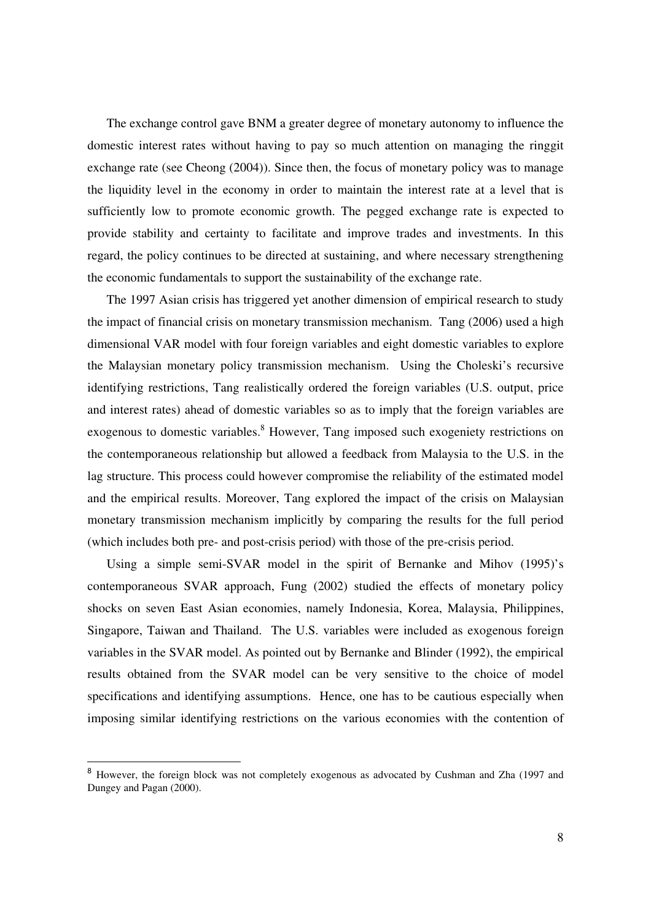The exchange control gave BNM a greater degree of monetary autonomy to influence the domestic interest rates without having to pay so much attention on managing the ringgit exchange rate (see Cheong (2004)). Since then, the focus of monetary policy was to manage the liquidity level in the economy in order to maintain the interest rate at a level that is sufficiently low to promote economic growth. The pegged exchange rate is expected to provide stability and certainty to facilitate and improve trades and investments. In this regard, the policy continues to be directed at sustaining, and where necessary strengthening the economic fundamentals to support the sustainability of the exchange rate.

The 1997 Asian crisis has triggered yet another dimension of empirical research to study the impact of financial crisis on monetary transmission mechanism. Tang (2006) used a high dimensional VAR model with four foreign variables and eight domestic variables to explore the Malaysian monetary policy transmission mechanism. Using the Choleski's recursive identifying restrictions, Tang realistically ordered the foreign variables (U.S. output, price and interest rates) ahead of domestic variables so as to imply that the foreign variables are exogenous to domestic variables.[8] However, Tang imposed such exogeniety restrictions on the contemporaneous relationship but allowed a feedback from Malaysia to the U.S. in the lag structure. This process could however compromise the reliability of the estimated model and the empirical results. Moreover, Tang explored the impact of the crisis on Malaysian monetary transmission mechanism implicitly by comparing the results for the full period (which includes both pre- and post-crisis period) with those of the pre-crisis period.

Using a simple semi-SVAR model in the spirit of Bernanke and Mihov (1995)'s contemporaneous SVAR approach, Fung (2002) studied the effects of monetary policy shocks on seven East Asian economies, namely Indonesia, Korea, Malaysia, Philippines, Singapore, Taiwan and Thailand. The U.S. variables were included as exogenous foreign variables in the SVAR model. As pointed out by Bernanke and Blinder (1992), the empirical results obtained from the SVAR model can be very sensitive to the choice of model specifications and identifying assumptions. Hence, one has to be cautious especially when imposing similar identifying restrictions on the various economies with the contention of

[8] However, the foreign block was not completely exogenous as advocated by Cushman and Zha (1997 and Dungey and Pagan (2000).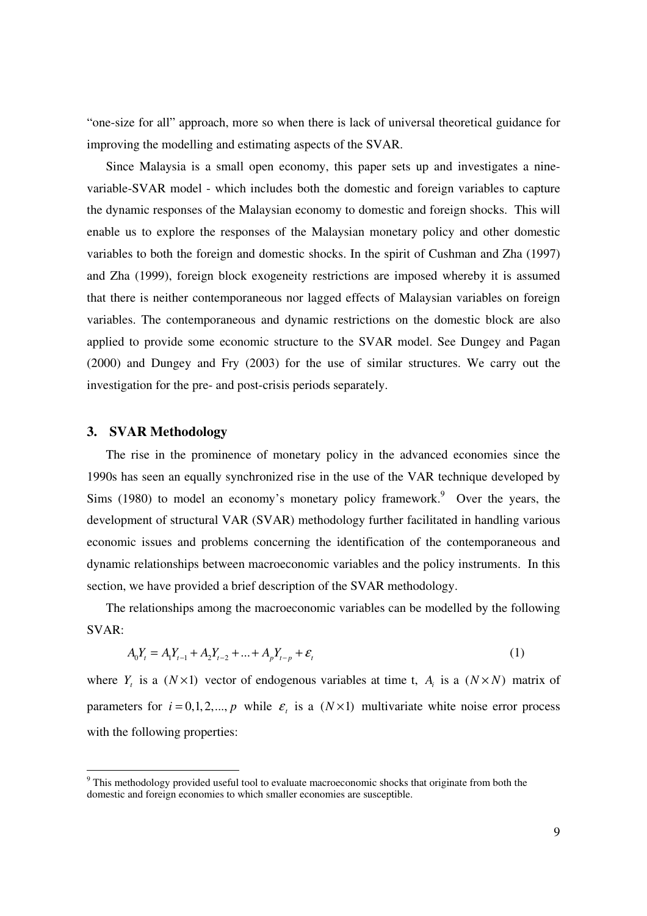"one-size for all" approach, more so when there is lack of universal theoretical guidance for improving the modelling and estimating aspects of the SVAR.

Since Malaysia is a small open economy, this paper sets up and investigates a nine-variable-SVAR model - which includes both the domestic and foreign variables to capture the dynamic responses of the Malaysian economy to domestic and foreign shocks. This will enable us to explore the responses of the Malaysian monetary policy and other domestic variables to both the foreign and domestic shocks. In the spirit of Cushman and Zha (1997) and Zha (1999), foreign block exogeneity restrictions are imposed whereby it is assumed that there is neither contemporaneous nor lagged effects of Malaysian variables on foreign variables. The contemporaneous and dynamic restrictions on the domestic block are also applied to provide some economic structure to the SVAR model. See Dungey and Pagan (2000) and Dungey and Fry (2003) for the use of similar structures. We carry out the investigation for the pre- and post-crisis periods separately.

## 3. SVAR Methodology

The rise in the prominence of monetary policy in the advanced economies since the 1990s has seen an equally synchronized rise in the use of the VAR technique developed by Sims (1980) to model an economy's monetary policy framework.[9] Over the years, the development of structural VAR (SVAR) methodology further facilitated in handling various economic issues and problems concerning the identification of the contemporaneous and dynamic relationships between macroeconomic variables and the policy instruments. In this section, we have provided a brief description of the SVAR methodology.

The relationships among the macroeconomic variables can be modelled by the following SVAR:

$$A_0 Y_t = A_1 Y_{t-1} + A_2 Y_{t-2} + \dots + A_p Y_{t-p} + \varepsilon_t \tag{1}$$

where $Y_t$ is a $(N \times 1)$ vector of endogenous variables at time t, $A_i$ is a $(N \times N)$ matrix of parameters for $i = 0,1,2,\dots,p$ while $\varepsilon_t$ is a $(N \times 1)$ multivariate white noise error process with the following properties:

[9] This methodology provided useful tool to evaluate macroeconomic shocks that originate from both the domestic and foreign economies to which smaller economies are susceptible.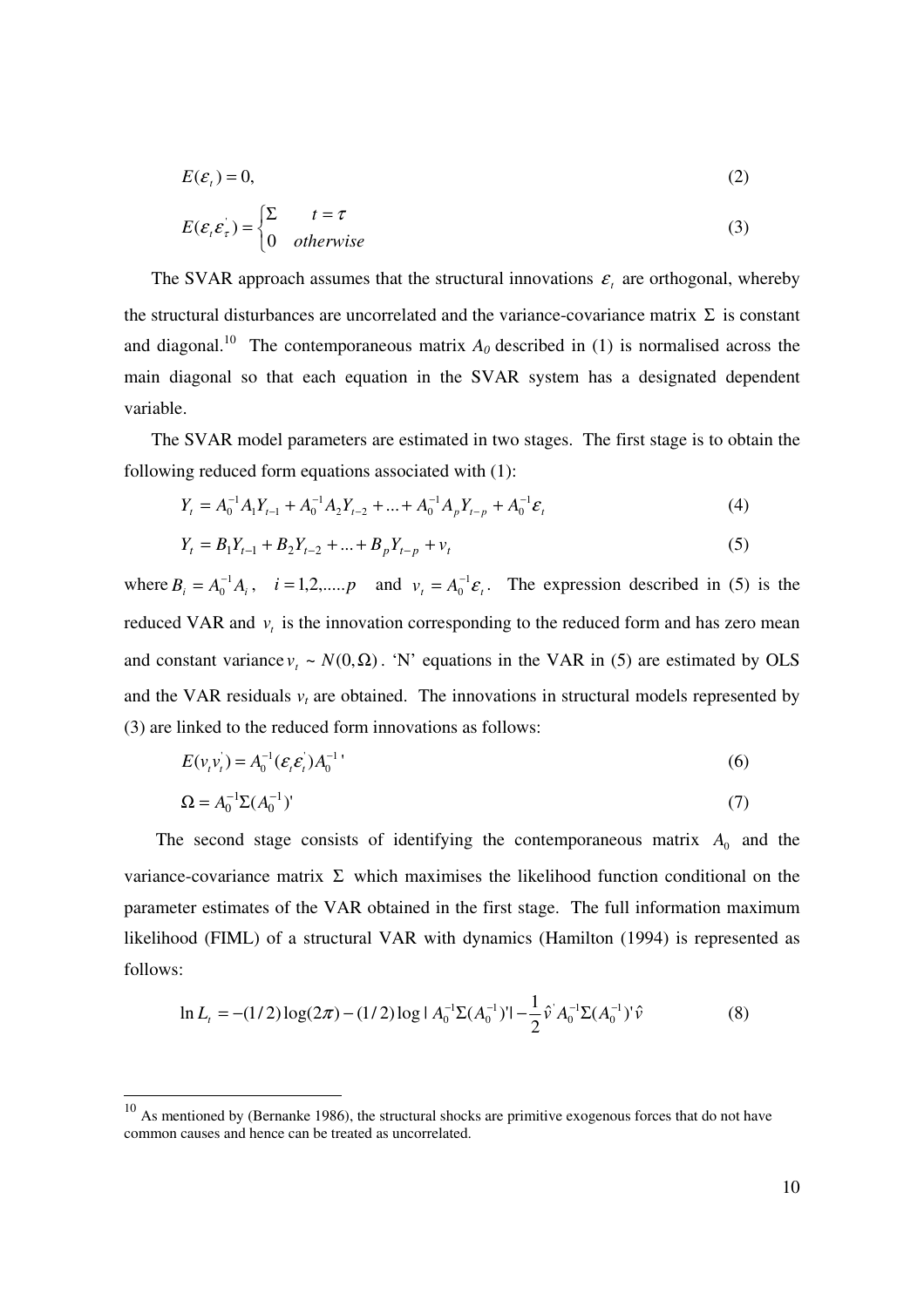$$E(\varepsilon_t) = 0, \tag{2}$$

$$E(\varepsilon_t \varepsilon_\tau^{'}) = \begin{cases} \Sigma & t = \tau \\ 0 & otherwise \end{cases} \tag{3}$$

The SVAR approach assumes that the structural innovations $\varepsilon_t$ are orthogonal, whereby the structural disturbances are uncorrelated and the variance-covariance matrix $\Sigma$ is constant and diagonal.[10] The contemporaneous matrix $A_0$ described in (1) is normalised across the main diagonal so that each equation in the SVAR system has a designated dependent variable.

The SVAR model parameters are estimated in two stages. The first stage is to obtain the following reduced form equations associated with (1):

$$Y_t = A_0^{-1} A_1 Y_{t-1} + A_0^{-1} A_2 Y_{t-2} + ... + A_0^{-1} A_p Y_{t-p} + A_0^{-1} \varepsilon_t \tag{4}$$

$$Y_t = B_1 Y_{t-1} + B_2 Y_{t-2} + ... + B_p Y_{t-p} + v_t \tag{5}$$

where $B_i = A_0^{-1} A_i$, $\quad i = 1,2,.....p$ and $v_t = A_0^{-1} \varepsilon_t$. The expression described in (5) is the reduced VAR and $v_t$ is the innovation corresponding to the reduced form and has zero mean and constant variance $v_t \sim N(0, \Omega)$. 'N' equations in the VAR in (5) are estimated by OLS and the VAR residuals $v_t$ are obtained. The innovations in structural models represented by (3) are linked to the reduced form innovations as follows:

$$E(v_t v_t^{'}) = A_0^{-1} (\varepsilon_t \varepsilon_t^{'}) A_0^{-1}{'} \tag{6}$$

$$\Omega = A_0^{-1} \Sigma (A_0^{-1})' \tag{7}$$

The second stage consists of identifying the contemporaneous matrix $A_0$ and the variance-covariance matrix $\Sigma$ which maximises the likelihood function conditional on the parameter estimates of the VAR obtained in the first stage. The full information maximum likelihood (FIML) of a structural VAR with dynamics (Hamilton (1994) is represented as follows:

$$\ln L_t = -(1/2)\log(2\pi) - (1/2)\log | A_0^{-1} \Sigma (A_0^{-1})' | - \frac{1}{2} \hat{v}^{'} A_0^{-1} \Sigma (A_0^{-1})' \hat{v} \tag{8}$$

---

[10] As mentioned by (Bernanke 1986), the structural shocks are primitive exogenous forces that do not have common causes and hence can be treated as uncorrelated.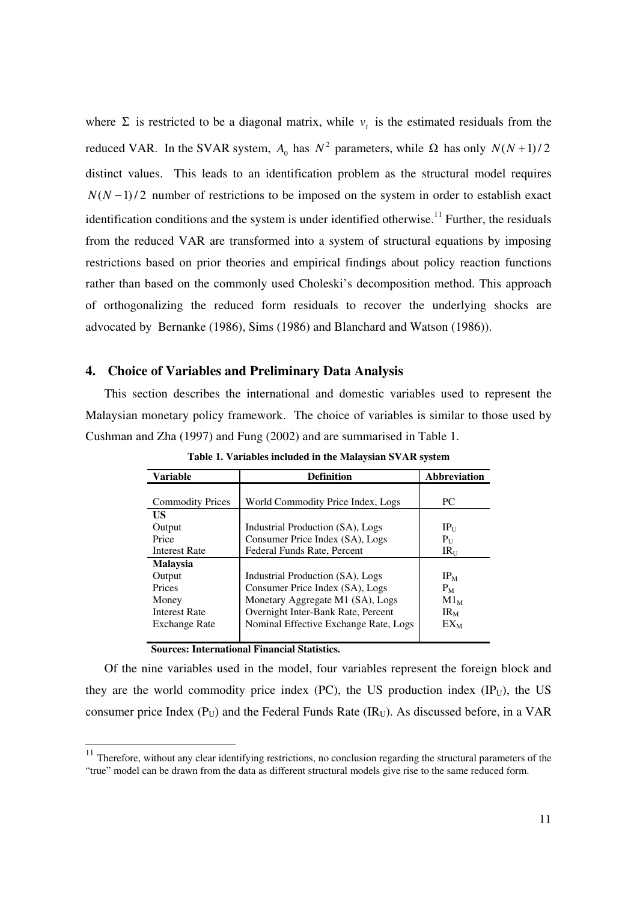where $\Sigma$ is restricted to be a diagonal matrix, while $v_t$ is the estimated residuals from the reduced VAR. In the SVAR system, $A_0$ has $N^2$ parameters, while $\Omega$ has only $N(N+1)/2$ distinct values. This leads to an identification problem as the structural model requires $N(N-1)/2$ number of restrictions to be imposed on the system in order to establish exact identification conditions and the system is under identified otherwise.[11] Further, the residuals from the reduced VAR are transformed into a system of structural equations by imposing restrictions based on prior theories and empirical findings about policy reaction functions rather than based on the commonly used Choleski's decomposition method. This approach of orthogonalizing the reduced form residuals to recover the underlying shocks are advocated by Bernanke (1986), Sims (1986) and Blanchard and Watson (1986)).

## 4. Choice of Variables and Preliminary Data Analysis

This section describes the international and domestic variables used to represent the Malaysian monetary policy framework. The choice of variables is similar to those used by Cushman and Zha (1997) and Fung (2002) and are summarised in Table 1.

**Table 1. Variables included in the Malaysian SVAR system**

| Variable | Definition | Abbreviation |
|---|---|---|
| Commodity Prices | World Commodity Price Index, Logs | PC |
| **US** | | |
| Output | Industrial Production (SA), Logs | $IP_U$ |
| Price | Consumer Price Index (SA), Logs | $P_U$ |
| Interest Rate | Federal Funds Rate, Percent | $IR_U$ |
| **Malaysia** | | |
| Output | Industrial Production (SA), Logs | $IP_M$ |
| Prices | Consumer Price Index (SA), Logs | $P_M$ |
| Money | Monetary Aggregate M1 (SA), Logs | $M1_M$ |
| Interest Rate | Overnight Inter-Bank Rate, Percent | $IR_M$ |
| Exchange Rate | Nominal Effective Exchange Rate, Logs | $EX_M$ |

**Sources: International Financial Statistics.**

Of the nine variables used in the model, four variables represent the foreign block and they are the world commodity price index (PC), the US production index ($IP_U$), the US consumer price Index ($P_U$) and the Federal Funds Rate ($IR_U$). As discussed before, in a VAR

[11] Therefore, without any clear identifying restrictions, no conclusion regarding the structural parameters of the "true" model can be drawn from the data as different structural models give rise to the same reduced form.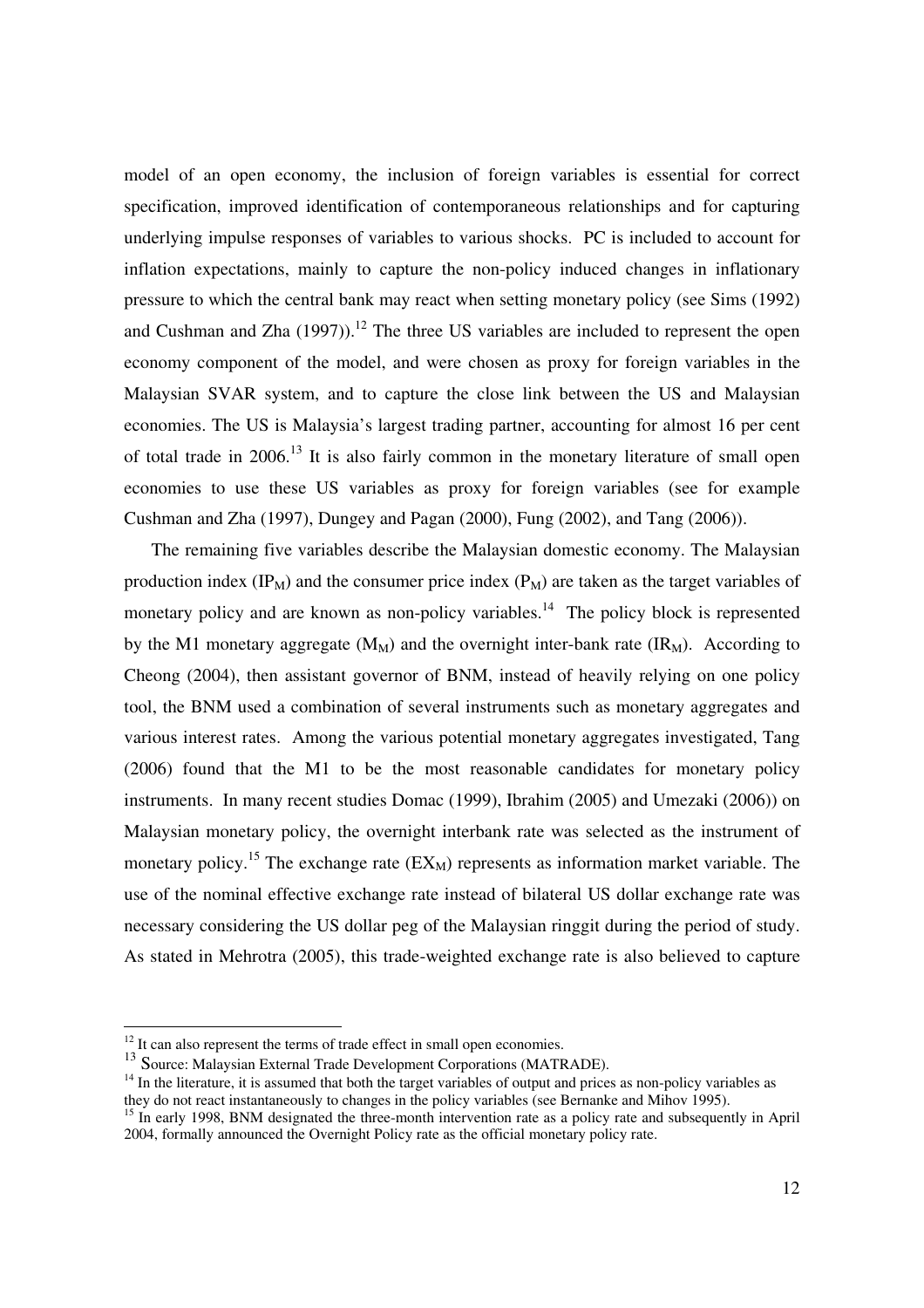model of an open economy, the inclusion of foreign variables is essential for correct specification, improved identification of contemporaneous relationships and for capturing underlying impulse responses of variables to various shocks. PC is included to account for inflation expectations, mainly to capture the non-policy induced changes in inflationary pressure to which the central bank may react when setting monetary policy (see Sims (1992) and Cushman and Zha (1997)).[12] The three US variables are included to represent the open economy component of the model, and were chosen as proxy for foreign variables in the Malaysian SVAR system, and to capture the close link between the US and Malaysian economies. The US is Malaysia's largest trading partner, accounting for almost 16 per cent of total trade in 2006.[13] It is also fairly common in the monetary literature of small open economies to use these US variables as proxy for foreign variables (see for example Cushman and Zha (1997), Dungey and Pagan (2000), Fung (2002), and Tang (2006)).

The remaining five variables describe the Malaysian domestic economy. The Malaysian production index ($IP_M$) and the consumer price index ($P_M$) are taken as the target variables of monetary policy and are known as non-policy variables.[14] The policy block is represented by the M1 monetary aggregate ($M_M$) and the overnight inter-bank rate ($IR_M$). According to Cheong (2004), then assistant governor of BNM, instead of heavily relying on one policy tool, the BNM used a combination of several instruments such as monetary aggregates and various interest rates. Among the various potential monetary aggregates investigated, Tang (2006) found that the M1 to be the most reasonable candidates for monetary policy instruments. In many recent studies Domac (1999), Ibrahim (2005) and Umezaki (2006)) on Malaysian monetary policy, the overnight interbank rate was selected as the instrument of monetary policy.[15] The exchange rate ($EX_M$) represents as information market variable. The use of the nominal effective exchange rate instead of bilateral US dollar exchange rate was necessary considering the US dollar peg of the Malaysian ringgit during the period of study. As stated in Mehrotra (2005), this trade-weighted exchange rate is also believed to capture

---

[12] It can also represent the terms of trade effect in small open economies.

[13] Source: Malaysian External Trade Development Corporations (MATRADE).

[14] In the literature, it is assumed that both the target variables of output and prices as non-policy variables as they do not react instantaneously to changes in the policy variables (see Bernanke and Mihov 1995).

[15] In early 1998, BNM designated the three-month intervention rate as a policy rate and subsequently in April 2004, formally announced the Overnight Policy rate as the official monetary policy rate.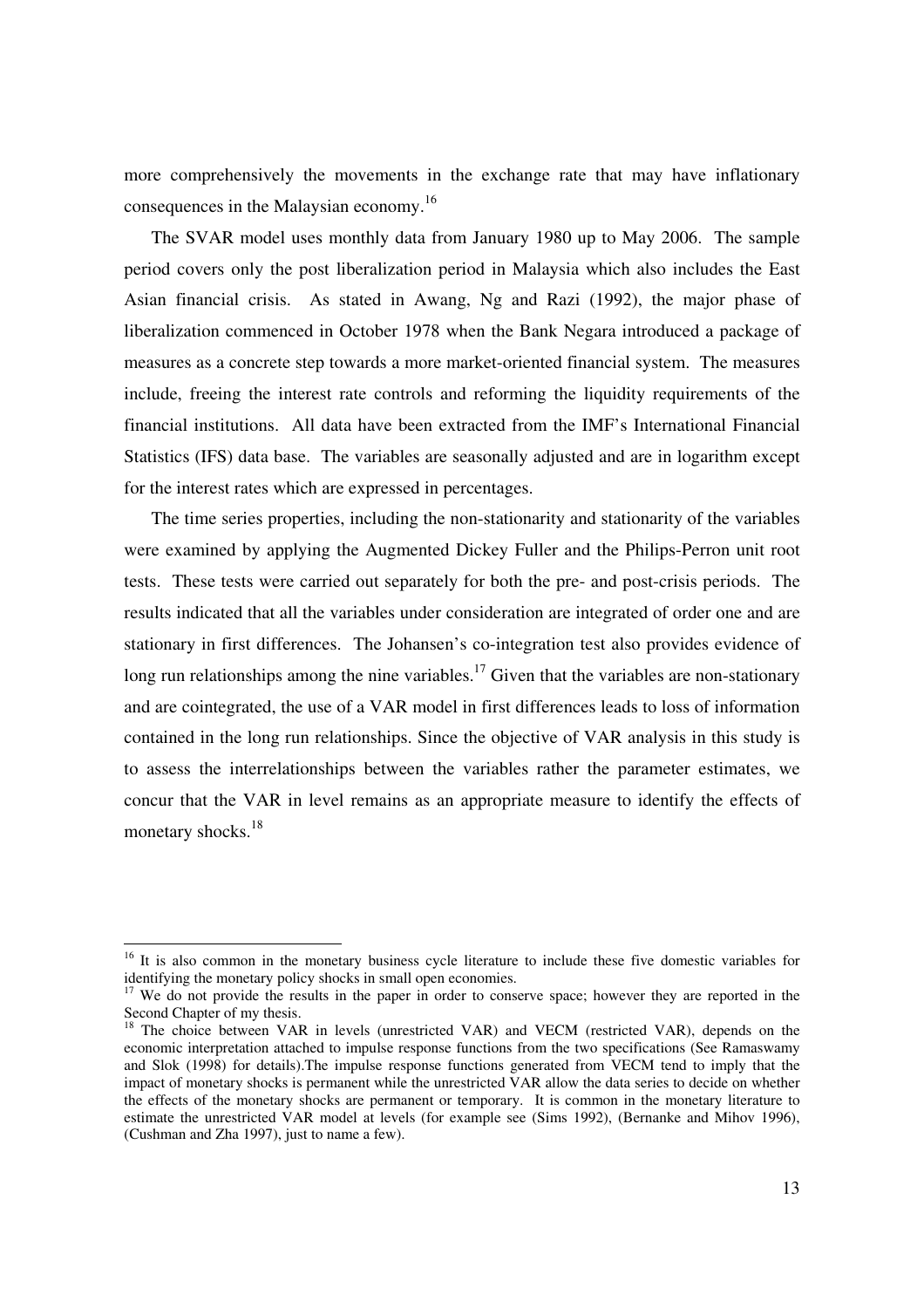more comprehensively the movements in the exchange rate that may have inflationary consequences in the Malaysian economy.[16]

The SVAR model uses monthly data from January 1980 up to May 2006. The sample period covers only the post liberalization period in Malaysia which also includes the East Asian financial crisis. As stated in Awang, Ng and Razi (1992), the major phase of liberalization commenced in October 1978 when the Bank Negara introduced a package of measures as a concrete step towards a more market-oriented financial system. The measures include, freeing the interest rate controls and reforming the liquidity requirements of the financial institutions. All data have been extracted from the IMF's International Financial Statistics (IFS) data base. The variables are seasonally adjusted and are in logarithm except for the interest rates which are expressed in percentages.

The time series properties, including the non-stationarity and stationarity of the variables were examined by applying the Augmented Dickey Fuller and the Philips-Perron unit root tests. These tests were carried out separately for both the pre- and post-crisis periods. The results indicated that all the variables under consideration are integrated of order one and are stationary in first differences. The Johansen's co-integration test also provides evidence of long run relationships among the nine variables.[17] Given that the variables are non-stationary and are cointegrated, the use of a VAR model in first differences leads to loss of information contained in the long run relationships. Since the objective of VAR analysis in this study is to assess the interrelationships between the variables rather the parameter estimates, we concur that the VAR in level remains as an appropriate measure to identify the effects of monetary shocks.[18]

---

[16] It is also common in the monetary business cycle literature to include these five domestic variables for identifying the monetary policy shocks in small open economies.

[17] We do not provide the results in the paper in order to conserve space; however they are reported in the Second Chapter of my thesis.

[18] The choice between VAR in levels (unrestricted VAR) and VECM (restricted VAR), depends on the economic interpretation attached to impulse response functions from the two specifications (See Ramaswamy and Slok (1998) for details).The impulse response functions generated from VECM tend to imply that the impact of monetary shocks is permanent while the unrestricted VAR allow the data series to decide on whether the effects of the monetary shocks are permanent or temporary. It is common in the monetary literature to estimate the unrestricted VAR model at levels (for example see (Sims 1992), (Bernanke and Mihov 1996), (Cushman and Zha 1997), just to name a few).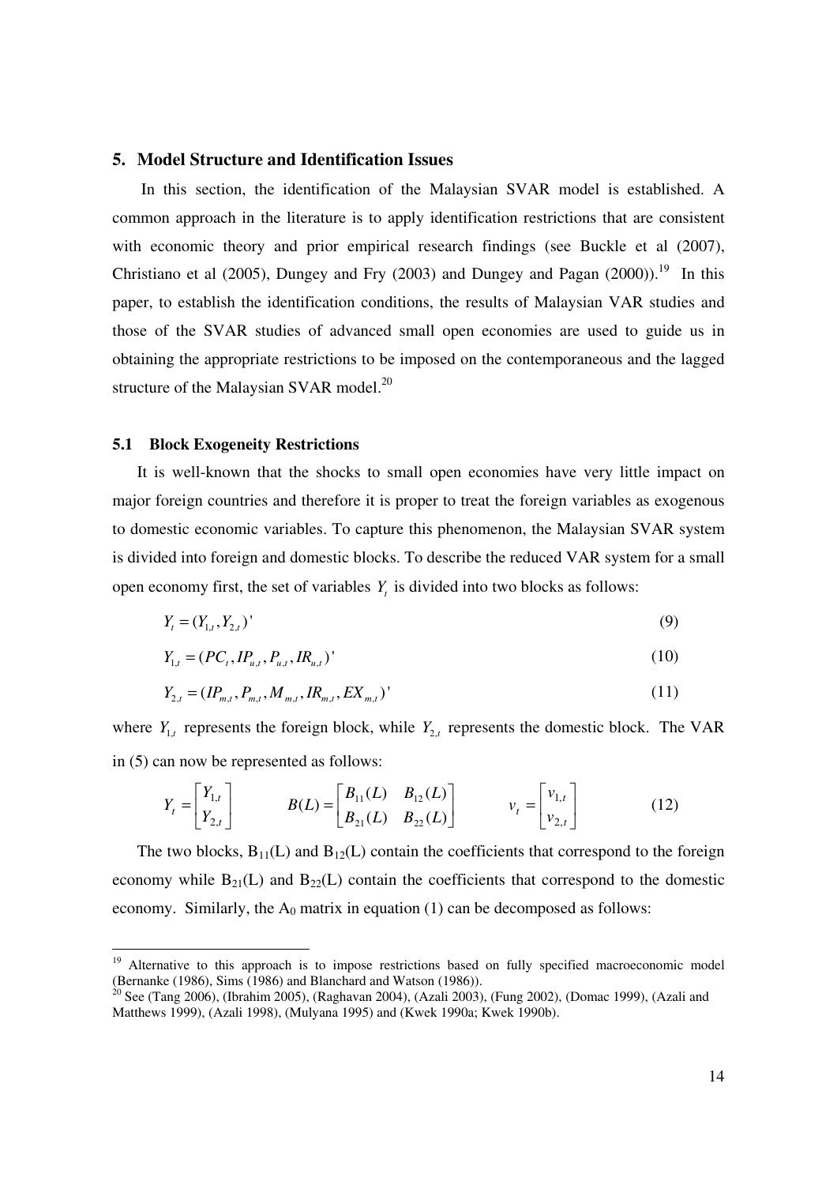## 5. Model Structure and Identification Issues

In this section, the identification of the Malaysian SVAR model is established. A common approach in the literature is to apply identification restrictions that are consistent with economic theory and prior empirical research findings (see Buckle et al (2007), Christiano et al (2005), Dungey and Fry (2003) and Dungey and Pagan (2000)).[19] In this paper, to establish the identification conditions, the results of Malaysian VAR studies and those of the SVAR studies of advanced small open economies are used to guide us in obtaining the appropriate restrictions to be imposed on the contemporaneous and the lagged structure of the Malaysian SVAR model.[20]

### 5.1 Block Exogeneity Restrictions

It is well-known that the shocks to small open economies have very little impact on major foreign countries and therefore it is proper to treat the foreign variables as exogenous to domestic economic variables. To capture this phenomenon, the Malaysian SVAR system is divided into foreign and domestic blocks. To describe the reduced VAR system for a small open economy first, the set of variables $Y_t$ is divided into two blocks as follows:

$$Y_t = (Y_{1,t}, Y_{2,t})' \tag{9}$$

$$Y_{1,t} = (PC_t, IP_{u,t}, P_{u,t}, IR_{u,t})' \tag{10}$$

$$Y_{2,t} = (IP_{m,t}, P_{m,t}, M_{m,t}, IR_{m,t}, EX_{m,t})' \tag{11}$$

where $Y_{1,t}$ represents the foreign block, while $Y_{2,t}$ represents the domestic block. The VAR in (5) can now be represented as follows:

$$Y_t = \begin{bmatrix} Y_{1,t} \\ Y_{2,t} \end{bmatrix} \qquad B(L) = \begin{bmatrix} B_{11}(L) & B_{12}(L) \\ B_{21}(L) & B_{22}(L) \end{bmatrix} \qquad v_t = \begin{bmatrix} v_{1,t} \\ v_{2,t} \end{bmatrix} \tag{12}$$

The two blocks, $B_{11}(L)$ and $B_{12}(L)$ contain the coefficients that correspond to the foreign economy while $B_{21}(L)$ and $B_{22}(L)$ contain the coefficients that correspond to the domestic economy. Similarly, the $A_0$ matrix in equation (1) can be decomposed as follows:

---

[19] Alternative to this approach is to impose restrictions based on fully specified macroeconomic model (Bernanke (1986), Sims (1986) and Blanchard and Watson (1986)).

[20] See (Tang 2006), (Ibrahim 2005), (Raghavan 2004), (Azali 2003), (Fung 2002), (Domac 1999), (Azali and Matthews 1999), (Azali 1998), (Mulyana 1995) and (Kwek 1990a; Kwek 1990b).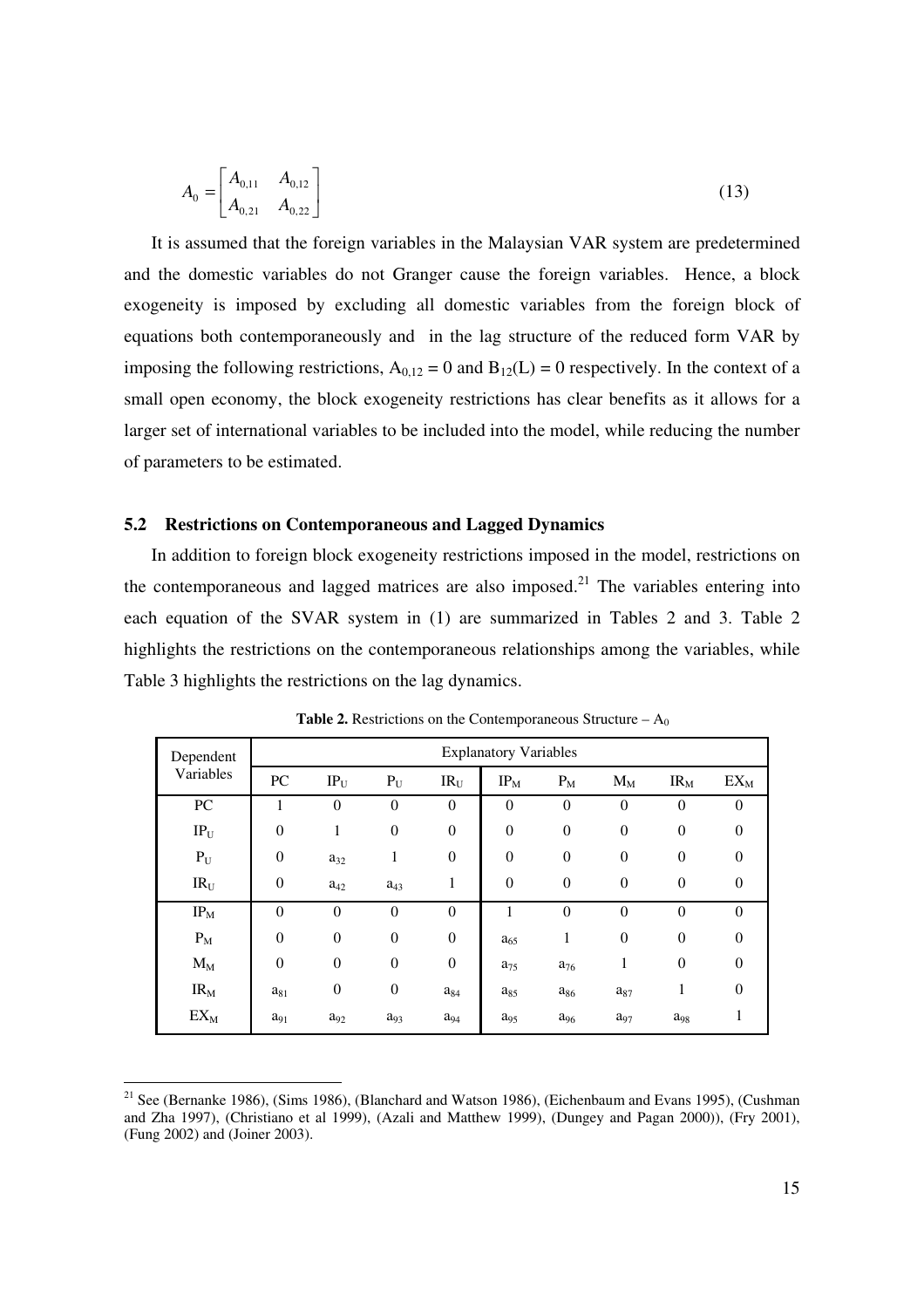$$A_0 = \begin{bmatrix} A_{0,11} & A_{0,12} \\ A_{0,21} & A_{0,22} \end{bmatrix} \tag{13}$$

It is assumed that the foreign variables in the Malaysian VAR system are predetermined and the domestic variables do not Granger cause the foreign variables. Hence, a block exogeneity is imposed by excluding all domestic variables from the foreign block of equations both contemporaneously and in the lag structure of the reduced form VAR by imposing the following restrictions, $A_{0,12} = 0$ and $B_{12}(L) = 0$ respectively. In the context of a small open economy, the block exogeneity restrictions has clear benefits as it allows for a larger set of international variables to be included into the model, while reducing the number of parameters to be estimated.

### 5.2 Restrictions on Contemporaneous and Lagged Dynamics

In addition to foreign block exogeneity restrictions imposed in the model, restrictions on the contemporaneous and lagged matrices are also imposed.[21] The variables entering into each equation of the SVAR system in (1) are summarized in Tables 2 and 3. Table 2 highlights the restrictions on the contemporaneous relationships among the variables, while Table 3 highlights the restrictions on the lag dynamics.

**Table 2.** Restrictions on the Contemporaneous Structure – $A_0$

| Dependent Variables | Explanatory Variables | | | | | | | | |
|---|---|---|---|---|---|---|---|---|---|
| | PC | $IP_U$ | $P_U$ | $IR_U$ | $IP_M$ | $P_M$ | $M_M$ | $IR_M$ | $EX_M$ |
| PC | 1 | 0 | 0 | 0 | 0 | 0 | 0 | 0 | 0 |
| $IP_U$ | 0 | 1 | 0 | 0 | 0 | 0 | 0 | 0 | 0 |
| $P_U$ | 0 | $a_{32}$ | 1 | 0 | 0 | 0 | 0 | 0 | 0 |
| $IR_U$ | 0 | $a_{42}$ | $a_{43}$ | 1 | 0 | 0 | 0 | 0 | 0 |
| $IP_M$ | 0 | 0 | 0 | 0 | 1 | 0 | 0 | 0 | 0 |
| $P_M$ | 0 | 0 | 0 | 0 | $a_{65}$ | 1 | 0 | 0 | 0 |
| $M_M$ | 0 | 0 | 0 | 0 | $a_{75}$ | $a_{76}$ | 1 | 0 | 0 |
| $IR_M$ | $a_{81}$ | 0 | 0 | $a_{84}$ | $a_{85}$ | $a_{86}$ | $a_{87}$ | 1 | 0 |
| $EX_M$ | $a_{91}$ | $a_{92}$ | $a_{93}$ | $a_{94}$ | $a_{95}$ | $a_{96}$ | $a_{97}$ | $a_{98}$ | 1 |

[21] See (Bernanke 1986), (Sims 1986), (Blanchard and Watson 1986), (Eichenbaum and Evans 1995), (Cushman and Zha 1997), (Christiano et al 1999), (Azali and Matthew 1999), (Dungey and Pagan 2000)), (Fry 2001), (Fung 2002) and (Joiner 2003).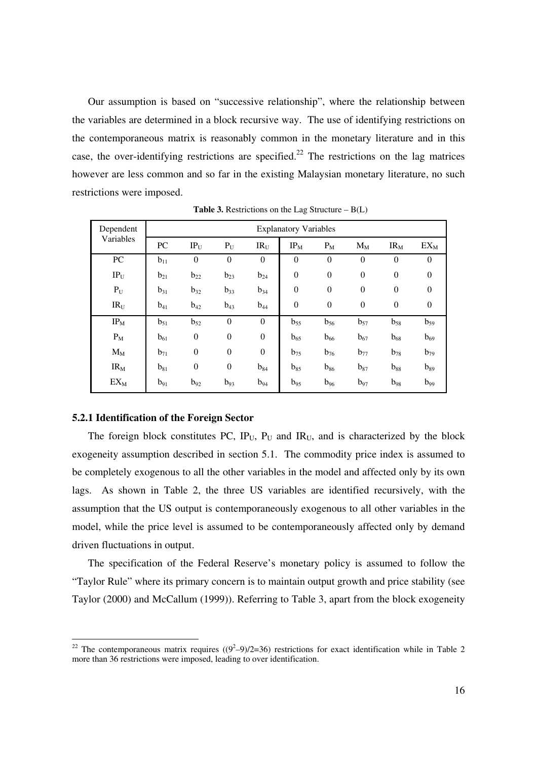Our assumption is based on "successive relationship", where the relationship between the variables are determined in a block recursive way. The use of identifying restrictions on the contemporaneous matrix is reasonably common in the monetary literature and in this case, the over-identifying restrictions are specified.[22] The restrictions on the lag matrices however are less common and so far in the existing Malaysian monetary literature, no such restrictions were imposed.

**Table 3.** Restrictions on the Lag Structure – B(L)

| Dependent Variables | Explanatory Variables | | | | | | | | |
|---|---|---|---|---|---|---|---|---|---|
| | PC | $IP_U$ | $P_U$ | $IR_U$ | $IP_M$ | $P_M$ | $M_M$ | $IR_M$ | $EX_M$ |
| PC | $b_{11}$ | 0 | 0 | 0 | 0 | 0 | 0 | 0 | 0 |
| $IP_U$ | $b_{21}$ | $b_{22}$ | $b_{23}$ | $b_{24}$ | 0 | 0 | 0 | 0 | 0 |
| $P_U$ | $b_{31}$ | $b_{32}$ | $b_{33}$ | $b_{34}$ | 0 | 0 | 0 | 0 | 0 |
| $IR_U$ | $b_{41}$ | $b_{42}$ | $b_{43}$ | $b_{44}$ | 0 | 0 | 0 | 0 | 0 |
| $IP_M$ | $b_{51}$ | $b_{52}$ | 0 | 0 | $b_{55}$ | $b_{56}$ | $b_{57}$ | $b_{58}$ | $b_{59}$ |
| $P_M$ | $b_{61}$ | 0 | 0 | 0 | $b_{65}$ | $b_{66}$ | $b_{67}$ | $b_{68}$ | $b_{69}$ |
| $M_M$ | $b_{71}$ | 0 | 0 | 0 | $b_{75}$ | $b_{76}$ | $b_{77}$ | $b_{78}$ | $b_{79}$ |
| $IR_M$ | $b_{81}$ | 0 | 0 | $b_{84}$ | $b_{85}$ | $b_{86}$ | $b_{87}$ | $b_{88}$ | $b_{89}$ |
| $EX_M$ | $b_{91}$ | $b_{92}$ | $b_{93}$ | $b_{94}$ | $b_{95}$ | $b_{96}$ | $b_{97}$ | $b_{98}$ | $b_{99}$ |

### 5.2.1 Identification of the Foreign Sector

The foreign block constitutes PC, $IP_U$, $P_U$ and $IR_U$, and is characterized by the block exogeneity assumption described in section 5.1. The commodity price index is assumed to be completely exogenous to all the other variables in the model and affected only by its own lags. As shown in Table 2, the three US variables are identified recursively, with the assumption that the US output is contemporaneously exogenous to all other variables in the model, while the price level is assumed to be contemporaneously affected only by demand driven fluctuations in output.

The specification of the Federal Reserve's monetary policy is assumed to follow the "Taylor Rule" where its primary concern is to maintain output growth and price stability (see Taylor (2000) and McCallum (1999)). Referring to Table 3, apart from the block exogeneity

[22] The contemporaneous matrix requires $((9^2-9)/2=36)$ restrictions for exact identification while in Table 2 more than 36 restrictions were imposed, leading to over identification.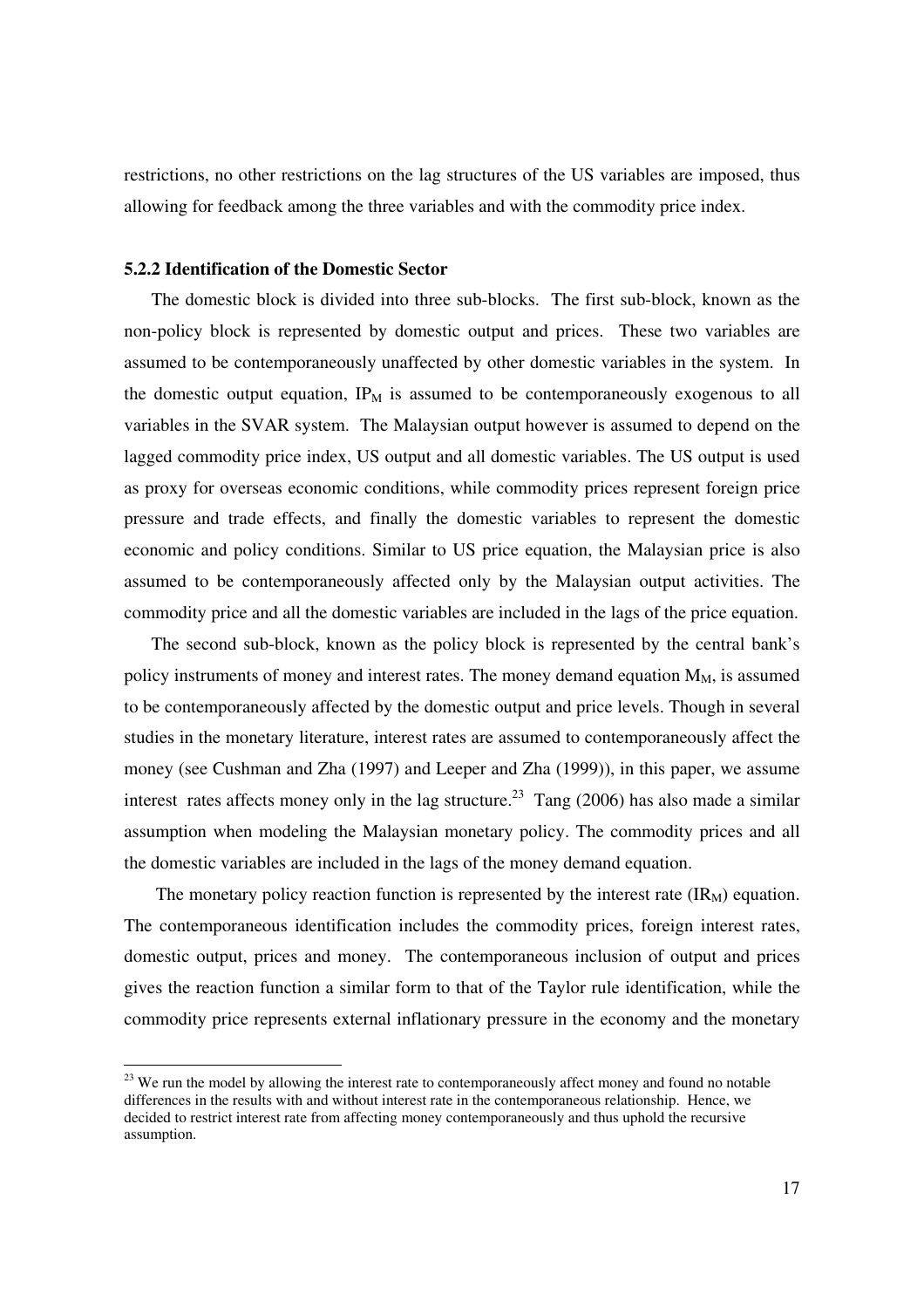restrictions, no other restrictions on the lag structures of the US variables are imposed, thus allowing for feedback among the three variables and with the commodity price index.

### 5.2.2 Identification of the Domestic Sector

The domestic block is divided into three sub-blocks. The first sub-block, known as the non-policy block is represented by domestic output and prices. These two variables are assumed to be contemporaneously unaffected by other domestic variables in the system. In the domestic output equation, $IP_M$ is assumed to be contemporaneously exogenous to all variables in the SVAR system. The Malaysian output however is assumed to depend on the lagged commodity price index, US output and all domestic variables. The US output is used as proxy for overseas economic conditions, while commodity prices represent foreign price pressure and trade effects, and finally the domestic variables to represent the domestic economic and policy conditions. Similar to US price equation, the Malaysian price is also assumed to be contemporaneously affected only by the Malaysian output activities. The commodity price and all the domestic variables are included in the lags of the price equation.

The second sub-block, known as the policy block is represented by the central bank's policy instruments of money and interest rates. The money demand equation $M_M$, is assumed to be contemporaneously affected by the domestic output and price levels. Though in several studies in the monetary literature, interest rates are assumed to contemporaneously affect the money (see Cushman and Zha (1997) and Leeper and Zha (1999)), in this paper, we assume interest rates affects money only in the lag structure.[23] Tang (2006) has also made a similar assumption when modeling the Malaysian monetary policy. The commodity prices and all the domestic variables are included in the lags of the money demand equation.

The monetary policy reaction function is represented by the interest rate ($IR_M$) equation. The contemporaneous identification includes the commodity prices, foreign interest rates, domestic output, prices and money. The contemporaneous inclusion of output and prices gives the reaction function a similar form to that of the Taylor rule identification, while the commodity price represents external inflationary pressure in the economy and the monetary

[23] We run the model by allowing the interest rate to contemporaneously affect money and found no notable differences in the results with and without interest rate in the contemporaneous relationship. Hence, we decided to restrict interest rate from affecting money contemporaneously and thus uphold the recursive assumption.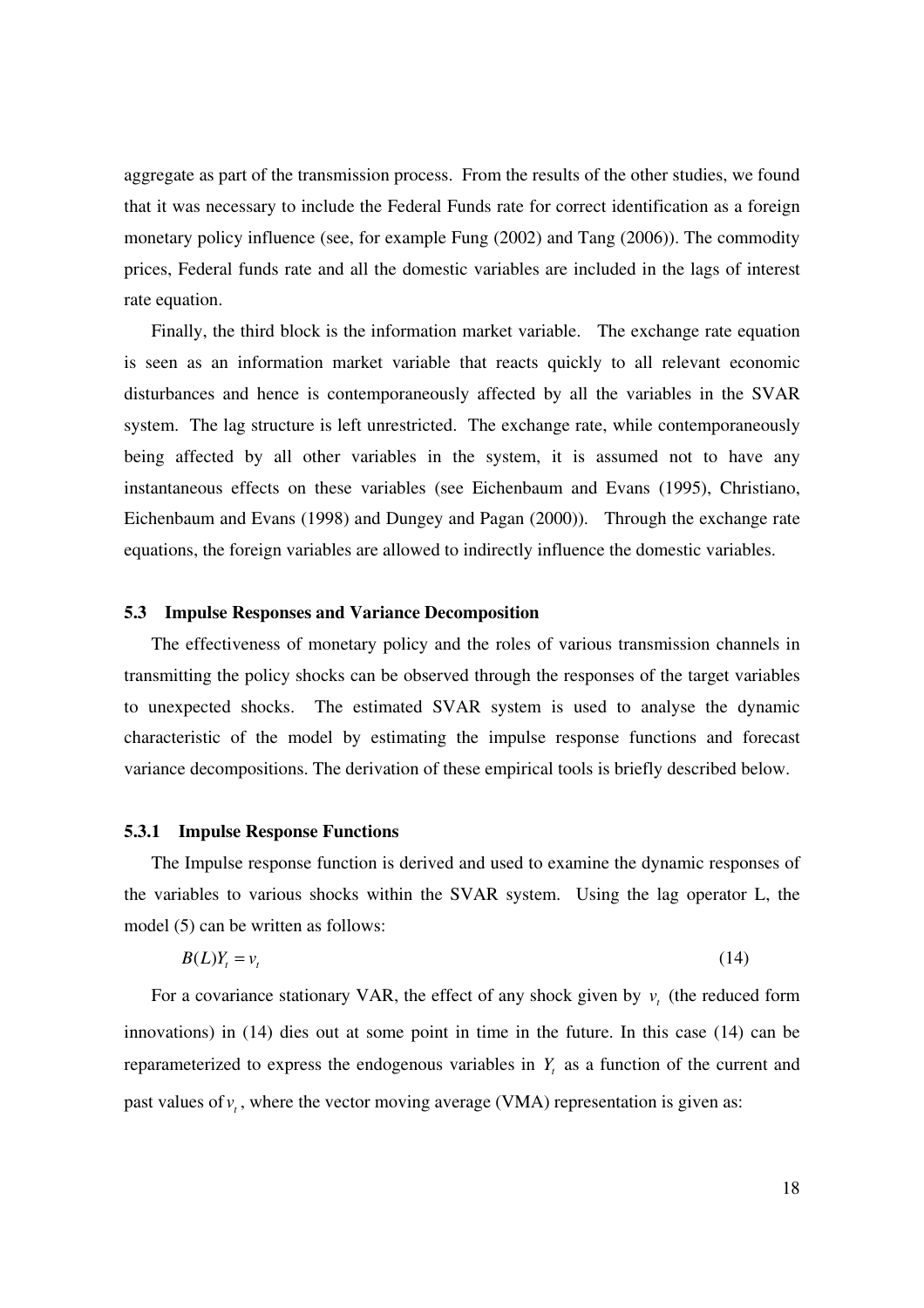aggregate as part of the transmission process. From the results of the other studies, we found that it was necessary to include the Federal Funds rate for correct identification as a foreign monetary policy influence (see, for example Fung (2002) and Tang (2006)). The commodity prices, Federal funds rate and all the domestic variables are included in the lags of interest rate equation.

Finally, the third block is the information market variable. The exchange rate equation is seen as an information market variable that reacts quickly to all relevant economic disturbances and hence is contemporaneously affected by all the variables in the SVAR system. The lag structure is left unrestricted. The exchange rate, while contemporaneously being affected by all other variables in the system, it is assumed not to have any instantaneous effects on these variables (see Eichenbaum and Evans (1995), Christiano, Eichenbaum and Evans (1998) and Dungey and Pagan (2000)). Through the exchange rate equations, the foreign variables are allowed to indirectly influence the domestic variables.

### 5.3 Impulse Responses and Variance Decomposition

The effectiveness of monetary policy and the roles of various transmission channels in transmitting the policy shocks can be observed through the responses of the target variables to unexpected shocks. The estimated SVAR system is used to analyse the dynamic characteristic of the model by estimating the impulse response functions and forecast variance decompositions. The derivation of these empirical tools is briefly described below.

#### 5.3.1 Impulse Response Functions

The Impulse response function is derived and used to examine the dynamic responses of the variables to various shocks within the SVAR system. Using the lag operator L, the model (5) can be written as follows:

$$B(L)Y_t = v_t \tag{14}$$

For a covariance stationary VAR, the effect of any shock given by $v_t$ (the reduced form innovations) in (14) dies out at some point in time in the future. In this case (14) can be reparameterized to express the endogenous variables in $Y_t$ as a function of the current and past values of $v_t$, where the vector moving average (VMA) representation is given as: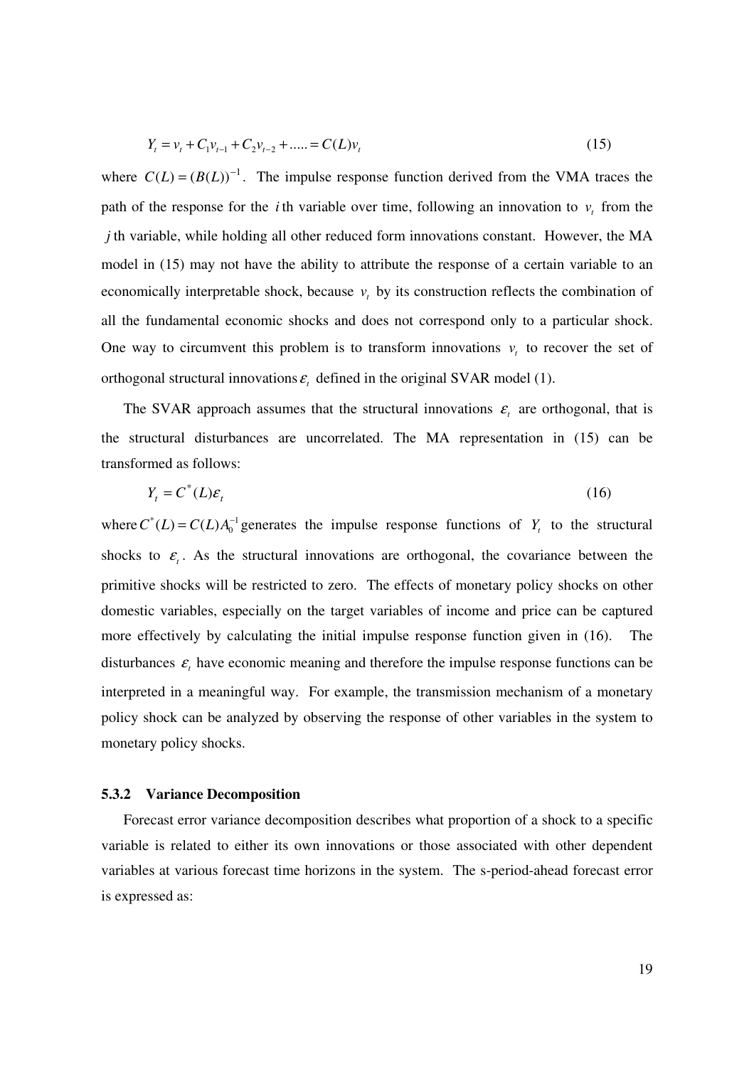$$Y_t = v_t + C_1 v_{t-1} + C_2 v_{t-2} + ..... = C(L)v_t \tag{15}$$

where $C(L) = (B(L))^{-1}$. The impulse response function derived from the VMA traces the path of the response for the $i$th variable over time, following an innovation to $v_t$ from the $j$th variable, while holding all other reduced form innovations constant. However, the MA model in (15) may not have the ability to attribute the response of a certain variable to an economically interpretable shock, because $v_t$ by its construction reflects the combination of all the fundamental economic shocks and does not correspond only to a particular shock. One way to circumvent this problem is to transform innovations $v_t$ to recover the set of orthogonal structural innovations $\varepsilon_t$ defined in the original SVAR model (1).

The SVAR approach assumes that the structural innovations $\varepsilon_t$ are orthogonal, that is the structural disturbances are uncorrelated. The MA representation in (15) can be transformed as follows:

$$Y_t = C^*(L)\varepsilon_t \tag{16}$$

where $C^*(L) = C(L)A_0^{-1}$ generates the impulse response functions of $Y_t$ to the structural shocks to $\varepsilon_t$. As the structural innovations are orthogonal, the covariance between the primitive shocks will be restricted to zero. The effects of monetary policy shocks on other domestic variables, especially on the target variables of income and price can be captured more effectively by calculating the initial impulse response function given in (16). The disturbances $\varepsilon_t$ have economic meaning and therefore the impulse response functions can be interpreted in a meaningful way. For example, the transmission mechanism of a monetary policy shock can be analyzed by observing the response of other variables in the system to monetary policy shocks.

### 5.3.2 Variance Decomposition

Forecast error variance decomposition describes what proportion of a shock to a specific variable is related to either its own innovations or those associated with other dependent variables at various forecast time horizons in the system. The s-period-ahead forecast error is expressed as: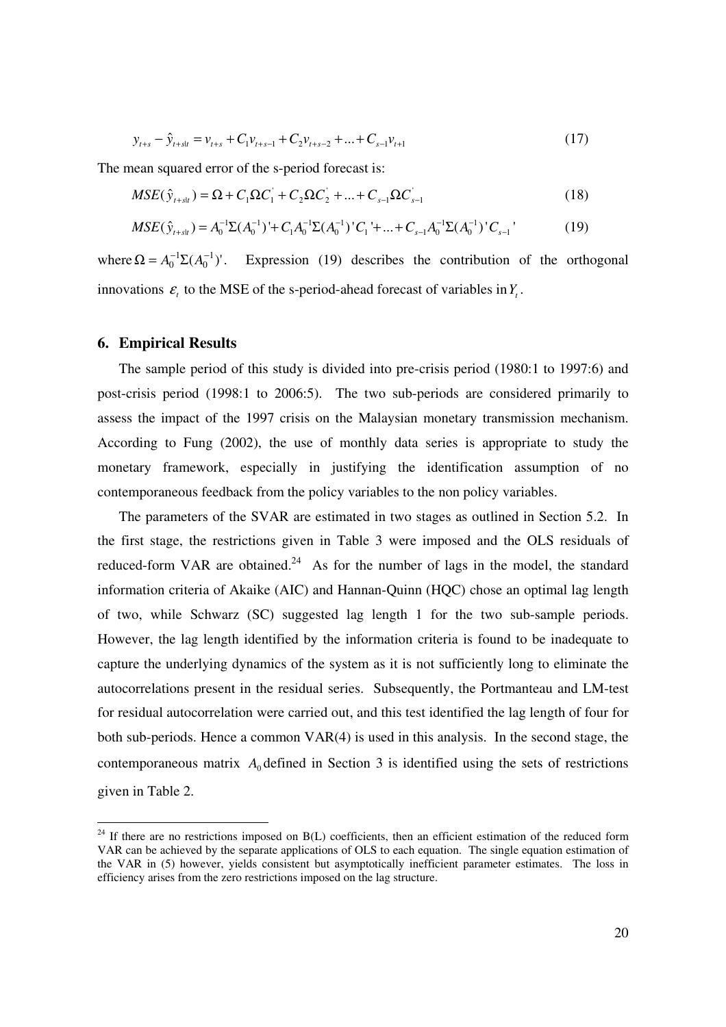$$y_{t+s} - \hat{y}_{t+s|t} = v_{t+s} + C_1 v_{t+s-1} + C_2 v_{t+s-2} + \ldots + C_{s-1} v_{t+1} \tag{17}$$

The mean squared error of the s-period forecast is:

$$MSE(\hat{y}_{t+s|t}) = \Omega + C_1 \Omega C_1^{'} + C_2 \Omega C_2^{'} + \ldots + C_{s-1} \Omega C_{s-1}^{'} \tag{18}$$

$$MSE(\hat{y}_{t+s|t}) = A_0^{-1} \Sigma (A_0^{-1})' + C_1 A_0^{-1} \Sigma (A_0^{-1})' C_1{}' + \ldots + C_{s-1} A_0^{-1} \Sigma (A_0^{-1})' C_{s-1}{}' \tag{19}$$

where $\Omega = A_0^{-1} \Sigma (A_0^{-1})'$. Expression (19) describes the contribution of the orthogonal innovations $\varepsilon_t$ to the MSE of the s-period-ahead forecast of variables in $Y_t$.

## 6. Empirical Results

The sample period of this study is divided into pre-crisis period (1980:1 to 1997:6) and post-crisis period (1998:1 to 2006:5). The two sub-periods are considered primarily to assess the impact of the 1997 crisis on the Malaysian monetary transmission mechanism. According to Fung (2002), the use of monthly data series is appropriate to study the monetary framework, especially in justifying the identification assumption of no contemporaneous feedback from the policy variables to the non policy variables.

The parameters of the SVAR are estimated in two stages as outlined in Section 5.2. In the first stage, the restrictions given in Table 3 were imposed and the OLS residuals of reduced-form VAR are obtained.[24] As for the number of lags in the model, the standard information criteria of Akaike (AIC) and Hannan-Quinn (HQC) chose an optimal lag length of two, while Schwarz (SC) suggested lag length 1 for the two sub-sample periods. However, the lag length identified by the information criteria is found to be inadequate to capture the underlying dynamics of the system as it is not sufficiently long to eliminate the autocorrelations present in the residual series. Subsequently, the Portmanteau and LM-test for residual autocorrelation were carried out, and this test identified the lag length of four for both sub-periods. Hence a common VAR(4) is used in this analysis. In the second stage, the contemporaneous matrix $A_0$ defined in Section 3 is identified using the sets of restrictions given in Table 2.

[24] If there are no restrictions imposed on B(L) coefficients, then an efficient estimation of the reduced form VAR can be achieved by the separate applications of OLS to each equation. The single equation estimation of the VAR in (5) however, yields consistent but asymptotically inefficient parameter estimates. The loss in efficiency arises from the zero restrictions imposed on the lag structure.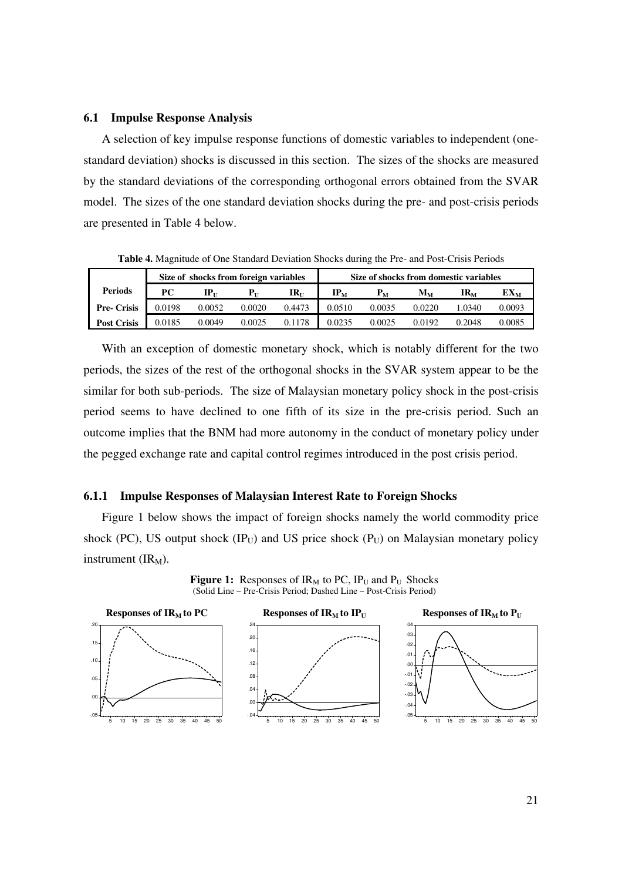### 6.1 Impulse Response Analysis

A selection of key impulse response functions of domestic variables to independent (one-standard deviation) shocks is discussed in this section. The sizes of the shocks are measured by the standard deviations of the corresponding orthogonal errors obtained from the SVAR model. The sizes of the one standard deviation shocks during the pre- and post-crisis periods are presented in Table 4 below.

**Table 4.** Magnitude of One Standard Deviation Shocks during the Pre- and Post-Crisis Periods

| Periods | Size of shocks from foreign variables | | | | Size of shocks from domestic variables | | | | |
|---|---|---|---|---|---|---|---|---|---|
| | PC | $IP_U$ | $P_U$ | $IR_U$ | $IP_M$ | $P_M$ | $M_M$ | $IR_M$ | $EX_M$ |
| Pre- Crisis | 0.0198 | 0.0052 | 0.0020 | 0.4473 | 0.0510 | 0.0035 | 0.0220 | 1.0340 | 0.0093 |
| Post Crisis | 0.0185 | 0.0049 | 0.0025 | 0.1178 | 0.0235 | 0.0025 | 0.0192 | 0.2048 | 0.0085 |

With an exception of domestic monetary shock, which is notably different for the two periods, the sizes of the rest of the orthogonal shocks in the SVAR system appear to be the similar for both sub-periods. The size of Malaysian monetary policy shock in the post-crisis period seems to have declined to one fifth of its size in the pre-crisis period. Such an outcome implies that the BNM had more autonomy in the conduct of monetary policy under the pegged exchange rate and capital control regimes introduced in the post crisis period.

### 6.1.1 Impulse Responses of Malaysian Interest Rate to Foreign Shocks

Figure 1 below shows the impact of foreign shocks namely the world commodity price shock (PC), US output shock ($IP_U$) and US price shock ($P_U$) on Malaysian monetary policy instrument ($IR_M$).

**Figure 1:** Responses of $IR_M$ to PC, $IP_U$ and $P_U$ Shocks
(Solid Line – Pre-Crisis Period; Dashed Line – Post-Crisis Period)

**Responses of $IR_M$ to PC** | **Responses of $IR_M$ to $IP_U$** | **Responses of $IR_M$ to $P_U$**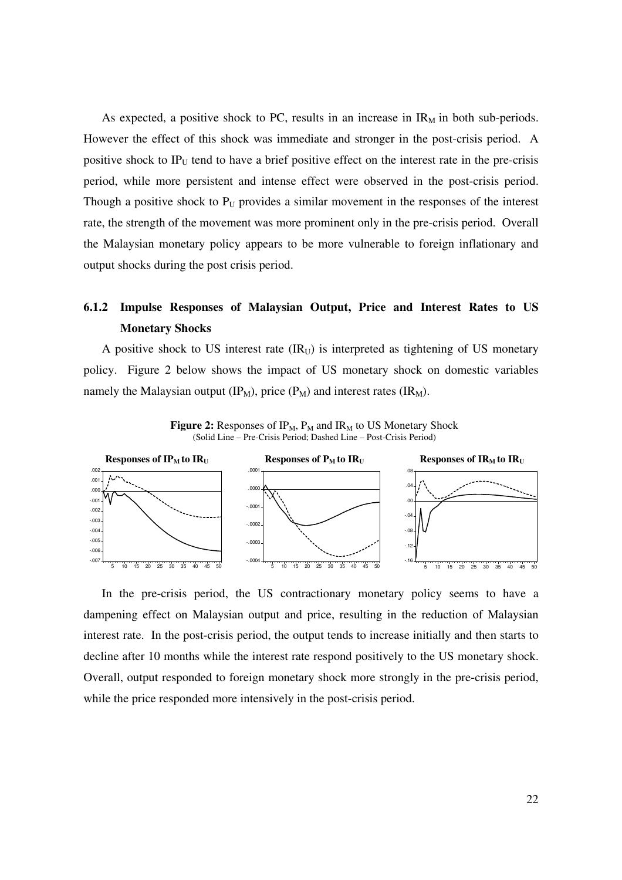As expected, a positive shock to PC, results in an increase in $IR_M$ in both sub-periods. However the effect of this shock was immediate and stronger in the post-crisis period. A positive shock to $IP_U$ tend to have a brief positive effect on the interest rate in the pre-crisis period, while more persistent and intense effect were observed in the post-crisis period. Though a positive shock to $P_U$ provides a similar movement in the responses of the interest rate, the strength of the movement was more prominent only in the pre-crisis period. Overall the Malaysian monetary policy appears to be more vulnerable to foreign inflationary and output shocks during the post crisis period.

### 6.1.2 Impulse Responses of Malaysian Output, Price and Interest Rates to US Monetary Shocks

A positive shock to US interest rate ($IR_U$) is interpreted as tightening of US monetary policy. Figure 2 below shows the impact of US monetary shock on domestic variables namely the Malaysian output ($IP_M$), price ($P_M$) and interest rates ($IR_M$).

**Figure 2:** Responses of $IP_M$, $P_M$ and $IR_M$ to US Monetary Shock
(Solid Line – Pre-Crisis Period; Dashed Line – Post-Crisis Period)

In the pre-crisis period, the US contractionary monetary policy seems to have a dampening effect on Malaysian output and price, resulting in the reduction of Malaysian interest rate. In the post-crisis period, the output tends to increase initially and then starts to decline after 10 months while the interest rate respond positively to the US monetary shock. Overall, output responded to foreign monetary shock more strongly in the pre-crisis period, while the price responded more intensively in the post-crisis period.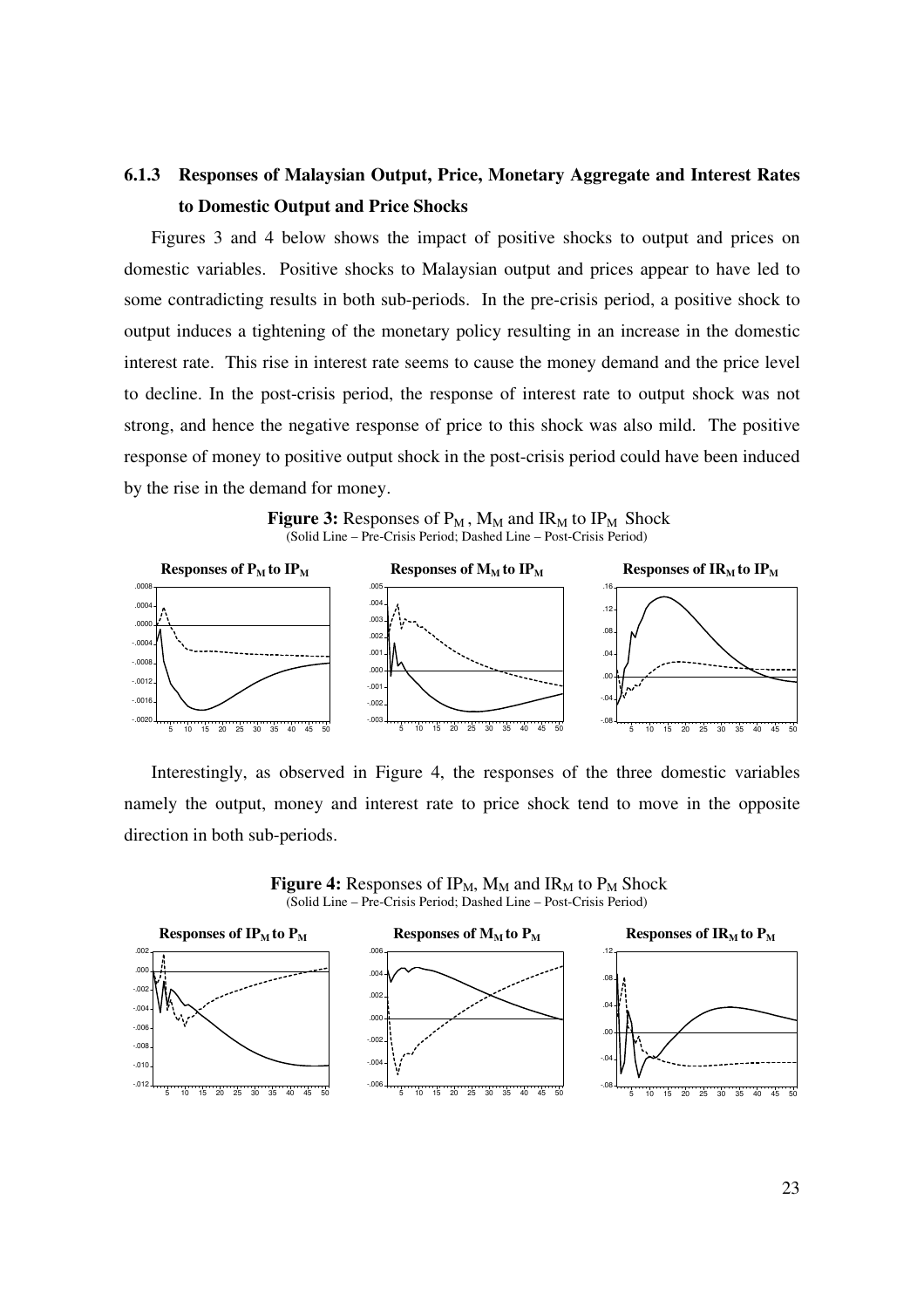### 6.1.3 Responses of Malaysian Output, Price, Monetary Aggregate and Interest Rates to Domestic Output and Price Shocks

Figures 3 and 4 below shows the impact of positive shocks to output and prices on domestic variables. Positive shocks to Malaysian output and prices appear to have led to some contradicting results in both sub-periods. In the pre-crisis period, a positive shock to output induces a tightening of the monetary policy resulting in an increase in the domestic interest rate. This rise in interest rate seems to cause the money demand and the price level to decline. In the post-crisis period, the response of interest rate to output shock was not strong, and hence the negative response of price to this shock was also mild. The positive response of money to positive output shock in the post-crisis period could have been induced by the rise in the demand for money.

**Figure 3:** Responses of $P_M$, $M_M$ and $IR_M$ to $IP_M$ Shock
(Solid Line – Pre-Crisis Period; Dashed Line – Post-Crisis Period)

Interestingly, as observed in Figure 4, the responses of the three domestic variables namely the output, money and interest rate to price shock tend to move in the opposite direction in both sub-periods.

**Figure 4:** Responses of $IP_M$, $M_M$ and $IR_M$ to $P_M$ Shock
(Solid Line – Pre-Crisis Period; Dashed Line – Post-Crisis Period)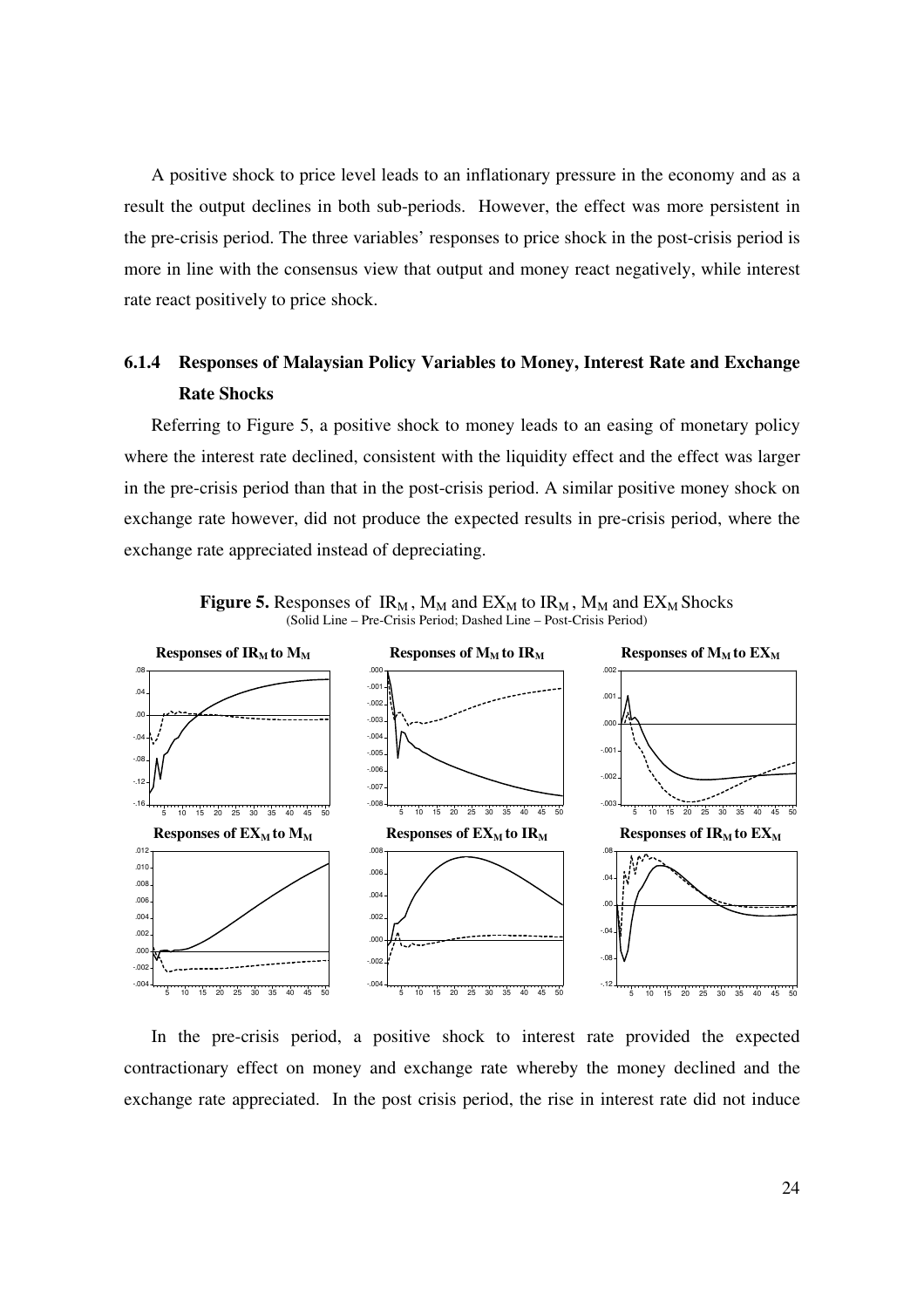A positive shock to price level leads to an inflationary pressure in the economy and as a result the output declines in both sub-periods. However, the effect was more persistent in the pre-crisis period. The three variables' responses to price shock in the post-crisis period is more in line with the consensus view that output and money react negatively, while interest rate react positively to price shock.

### 6.1.4 Responses of Malaysian Policy Variables to Money, Interest Rate and Exchange Rate Shocks

Referring to Figure 5, a positive shock to money leads to an easing of monetary policy where the interest rate declined, consistent with the liquidity effect and the effect was larger in the pre-crisis period than that in the post-crisis period. A similar positive money shock on exchange rate however, did not produce the expected results in pre-crisis period, where the exchange rate appreciated instead of depreciating.

**Figure 5.** Responses of $IR_M$, $M_M$ and $EX_M$ to $IR_M$, $M_M$ and $EX_M$ Shocks
(Solid Line – Pre-Crisis Period; Dashed Line – Post-Crisis Period)

In the pre-crisis period, a positive shock to interest rate provided the expected contractionary effect on money and exchange rate whereby the money declined and the exchange rate appreciated. In the post crisis period, the rise in interest rate did not induce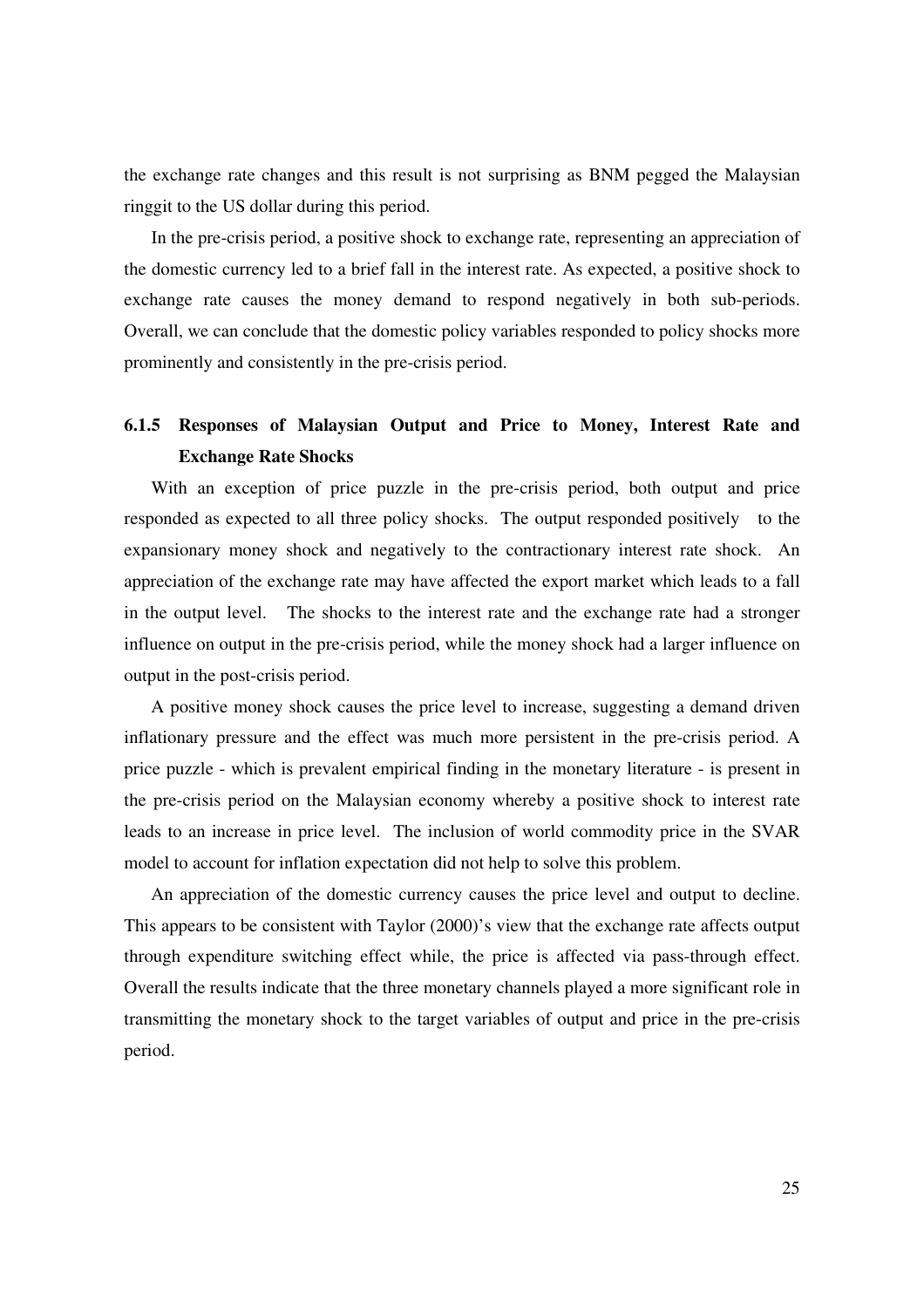the exchange rate changes and this result is not surprising as BNM pegged the Malaysian ringgit to the US dollar during this period.

In the pre-crisis period, a positive shock to exchange rate, representing an appreciation of the domestic currency led to a brief fall in the interest rate. As expected, a positive shock to exchange rate causes the money demand to respond negatively in both sub-periods. Overall, we can conclude that the domestic policy variables responded to policy shocks more prominently and consistently in the pre-crisis period.

### 6.1.5 Responses of Malaysian Output and Price to Money, Interest Rate and Exchange Rate Shocks

With an exception of price puzzle in the pre-crisis period, both output and price responded as expected to all three policy shocks. The output responded positively to the expansionary money shock and negatively to the contractionary interest rate shock. An appreciation of the exchange rate may have affected the export market which leads to a fall in the output level. The shocks to the interest rate and the exchange rate had a stronger influence on output in the pre-crisis period, while the money shock had a larger influence on output in the post-crisis period.

A positive money shock causes the price level to increase, suggesting a demand driven inflationary pressure and the effect was much more persistent in the pre-crisis period. A price puzzle - which is prevalent empirical finding in the monetary literature - is present in the pre-crisis period on the Malaysian economy whereby a positive shock to interest rate leads to an increase in price level. The inclusion of world commodity price in the SVAR model to account for inflation expectation did not help to solve this problem.

An appreciation of the domestic currency causes the price level and output to decline. This appears to be consistent with Taylor (2000)'s view that the exchange rate affects output through expenditure switching effect while, the price is affected via pass-through effect. Overall the results indicate that the three monetary channels played a more significant role in transmitting the monetary shock to the target variables of output and price in the pre-crisis period.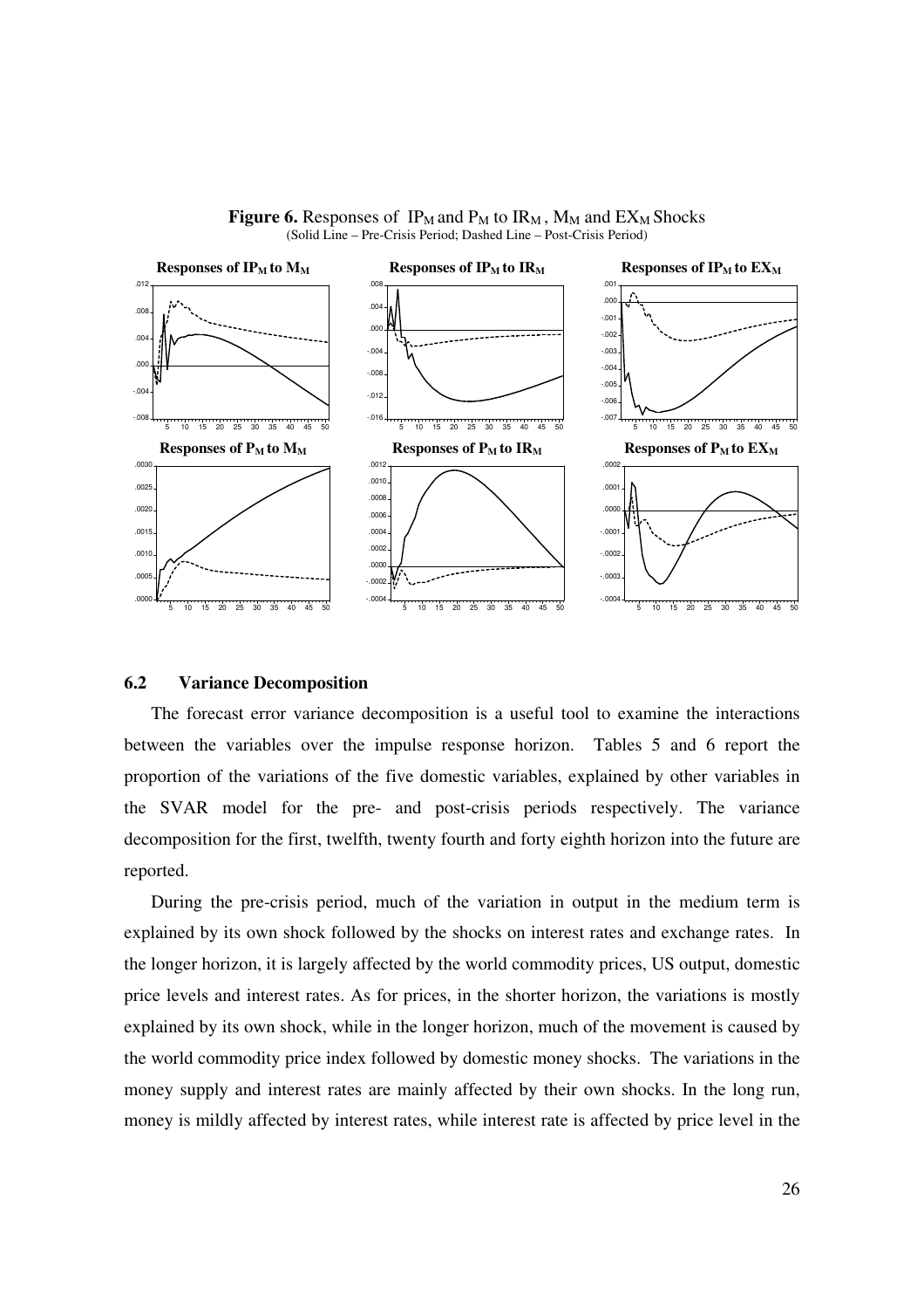**Figure 6.** Responses of $IP_M$ and $P_M$ to $IR_M$ , $M_M$ and $EX_M$ Shocks
(Solid Line – Pre-Crisis Period; Dashed Line – Post-Crisis Period)

### 6.2 Variance Decomposition

The forecast error variance decomposition is a useful tool to examine the interactions between the variables over the impulse response horizon. Tables 5 and 6 report the proportion of the variations of the five domestic variables, explained by other variables in the SVAR model for the pre- and post-crisis periods respectively. The variance decomposition for the first, twelfth, twenty fourth and forty eighth horizon into the future are reported.

During the pre-crisis period, much of the variation in output in the medium term is explained by its own shock followed by the shocks on interest rates and exchange rates. In the longer horizon, it is largely affected by the world commodity prices, US output, domestic price levels and interest rates. As for prices, in the shorter horizon, the variations is mostly explained by its own shock, while in the longer horizon, much of the movement is caused by the world commodity price index followed by domestic money shocks. The variations in the money supply and interest rates are mainly affected by their own shocks. In the long run, money is mildly affected by interest rates, while interest rate is affected by price level in the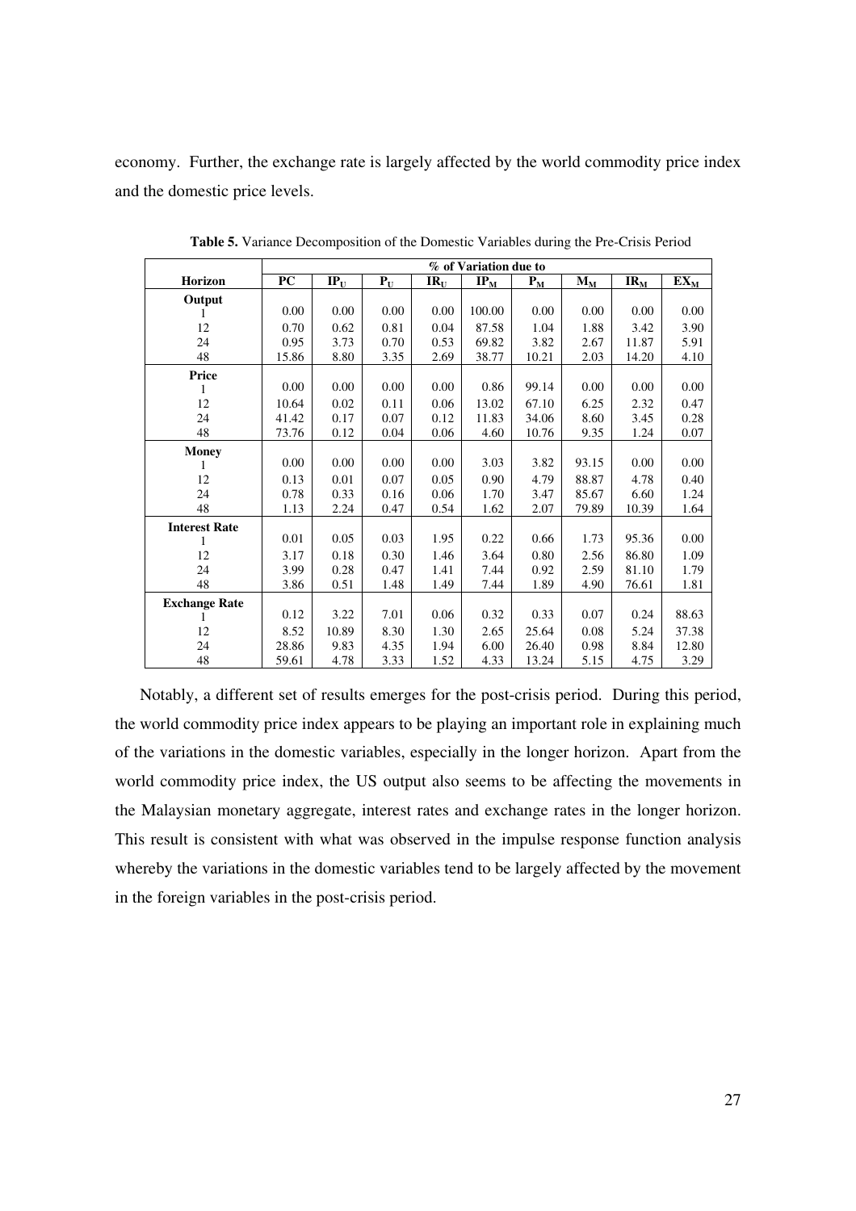economy. Further, the exchange rate is largely affected by the world commodity price index and the domestic price levels.

**Table 5.** Variance Decomposition of the Domestic Variables during the Pre-Crisis Period

| | % of Variation due to | | | | | | | | |
|---|---|---|---|---|---|---|---|---|---|
| **Horizon** | **PC** | $\mathbf{IP_U}$ | $\mathbf{P_U}$ | $\mathbf{IR_U}$ | $\mathbf{IP_M}$ | $\mathbf{P_M}$ | $\mathbf{M_M}$ | $\mathbf{IR_M}$ | $\mathbf{EX_M}$ |
| **Output** | | | | | | | | | |
| 1 | 0.00 | 0.00 | 0.00 | 0.00 | 100.00 | 0.00 | 0.00 | 0.00 | 0.00 |
| 12 | 0.70 | 0.62 | 0.81 | 0.04 | 87.58 | 1.04 | 1.88 | 3.42 | 3.90 |
| 24 | 0.95 | 3.73 | 0.70 | 0.53 | 69.82 | 3.82 | 2.67 | 11.87 | 5.91 |
| 48 | 15.86 | 8.80 | 3.35 | 2.69 | 38.77 | 10.21 | 2.03 | 14.20 | 4.10 |
| **Price** | | | | | | | | | |
| 1 | 0.00 | 0.00 | 0.00 | 0.00 | 0.86 | 99.14 | 0.00 | 0.00 | 0.00 |
| 12 | 10.64 | 0.02 | 0.11 | 0.06 | 13.02 | 67.10 | 6.25 | 2.32 | 0.47 |
| 24 | 41.42 | 0.17 | 0.07 | 0.12 | 11.83 | 34.06 | 8.60 | 3.45 | 0.28 |
| 48 | 73.76 | 0.12 | 0.04 | 0.06 | 4.60 | 10.76 | 9.35 | 1.24 | 0.07 |
| **Money** | | | | | | | | | |
| 1 | 0.00 | 0.00 | 0.00 | 0.00 | 3.03 | 3.82 | 93.15 | 0.00 | 0.00 |
| 12 | 0.13 | 0.01 | 0.07 | 0.05 | 0.90 | 4.79 | 88.87 | 4.78 | 0.40 |
| 24 | 0.78 | 0.33 | 0.16 | 0.06 | 1.70 | 3.47 | 85.67 | 6.60 | 1.24 |
| 48 | 1.13 | 2.24 | 0.47 | 0.54 | 1.62 | 2.07 | 79.89 | 10.39 | 1.64 |
| **Interest Rate** | | | | | | | | | |
| 1 | 0.01 | 0.05 | 0.03 | 1.95 | 0.22 | 0.66 | 1.73 | 95.36 | 0.00 |
| 12 | 3.17 | 0.18 | 0.30 | 1.46 | 3.64 | 0.80 | 2.56 | 86.80 | 1.09 |
| 24 | 3.99 | 0.28 | 0.47 | 1.41 | 7.44 | 0.92 | 2.59 | 81.10 | 1.79 |
| 48 | 3.86 | 0.51 | 1.48 | 1.49 | 7.44 | 1.89 | 4.90 | 76.61 | 1.81 |
| **Exchange Rate** | | | | | | | | | |
| 1 | 0.12 | 3.22 | 7.01 | 0.06 | 0.32 | 0.33 | 0.07 | 0.24 | 88.63 |
| 12 | 8.52 | 10.89 | 8.30 | 1.30 | 2.65 | 25.64 | 0.08 | 5.24 | 37.38 |
| 24 | 28.86 | 9.83 | 4.35 | 1.94 | 6.00 | 26.40 | 0.98 | 8.84 | 12.80 |
| 48 | 59.61 | 4.78 | 3.33 | 1.52 | 4.33 | 13.24 | 5.15 | 4.75 | 3.29 |

Notably, a different set of results emerges for the post-crisis period. During this period, the world commodity price index appears to be playing an important role in explaining much of the variations in the domestic variables, especially in the longer horizon. Apart from the world commodity price index, the US output also seems to be affecting the movements in the Malaysian monetary aggregate, interest rates and exchange rates in the longer horizon. This result is consistent with what was observed in the impulse response function analysis whereby the variations in the domestic variables tend to be largely affected by the movement in the foreign variables in the post-crisis period.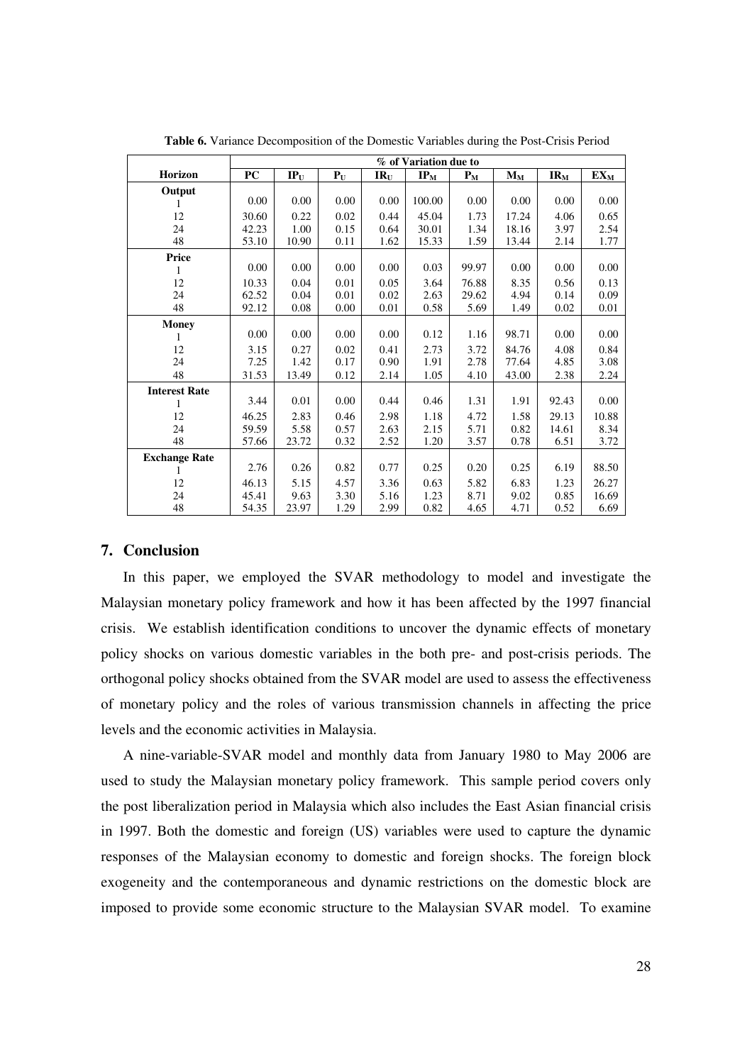**Table 6.** Variance Decomposition of the Domestic Variables during the Post-Crisis Period

| | % of Variation due to | | | | | | | | |
|---|---|---|---|---|---|---|---|---|---|
| **Horizon** | **PC** | **$IP_U$** | **$P_U$** | **$IR_U$** | **$IP_M$** | **$P_M$** | **$M_M$** | **$IR_M$** | **$EX_M$** |
| **Output** | | | | | | | | | |
| 1 | 0.00 | 0.00 | 0.00 | 0.00 | 100.00 | 0.00 | 0.00 | 0.00 | 0.00 |
| 12 | 30.60 | 0.22 | 0.02 | 0.44 | 45.04 | 1.73 | 17.24 | 4.06 | 0.65 |
| 24 | 42.23 | 1.00 | 0.15 | 0.64 | 30.01 | 1.34 | 18.16 | 3.97 | 2.54 |
| 48 | 53.10 | 10.90 | 0.11 | 1.62 | 15.33 | 1.59 | 13.44 | 2.14 | 1.77 |
| **Price** | | | | | | | | | |
| 1 | 0.00 | 0.00 | 0.00 | 0.00 | 0.03 | 99.97 | 0.00 | 0.00 | 0.00 |
| 12 | 10.33 | 0.04 | 0.01 | 0.05 | 3.64 | 76.88 | 8.35 | 0.56 | 0.13 |
| 24 | 62.52 | 0.04 | 0.01 | 0.02 | 2.63 | 29.62 | 4.94 | 0.14 | 0.09 |
| 48 | 92.12 | 0.08 | 0.00 | 0.01 | 0.58 | 5.69 | 1.49 | 0.02 | 0.01 |
| **Money** | | | | | | | | | |
| 1 | 0.00 | 0.00 | 0.00 | 0.00 | 0.12 | 1.16 | 98.71 | 0.00 | 0.00 |
| 12 | 3.15 | 0.27 | 0.02 | 0.41 | 2.73 | 3.72 | 84.76 | 4.08 | 0.84 |
| 24 | 7.25 | 1.42 | 0.17 | 0.90 | 1.91 | 2.78 | 77.64 | 4.85 | 3.08 |
| 48 | 31.53 | 13.49 | 0.12 | 2.14 | 1.05 | 4.10 | 43.00 | 2.38 | 2.24 |
| **Interest Rate** | | | | | | | | | |
| 1 | 3.44 | 0.01 | 0.00 | 0.44 | 0.46 | 1.31 | 1.91 | 92.43 | 0.00 |
| 12 | 46.25 | 2.83 | 0.46 | 2.98 | 1.18 | 4.72 | 1.58 | 29.13 | 10.88 |
| 24 | 59.59 | 5.58 | 0.57 | 2.63 | 2.15 | 5.71 | 0.82 | 14.61 | 8.34 |
| 48 | 57.66 | 23.72 | 0.32 | 2.52 | 1.20 | 3.57 | 0.78 | 6.51 | 3.72 |
| **Exchange Rate** | | | | | | | | | |
| 1 | 2.76 | 0.26 | 0.82 | 0.77 | 0.25 | 0.20 | 0.25 | 6.19 | 88.50 |
| 12 | 46.13 | 5.15 | 4.57 | 3.36 | 0.63 | 5.82 | 6.83 | 1.23 | 26.27 |
| 24 | 45.41 | 9.63 | 3.30 | 5.16 | 1.23 | 8.71 | 9.02 | 0.85 | 16.69 |
| 48 | 54.35 | 23.97 | 1.29 | 2.99 | 0.82 | 4.65 | 4.71 | 0.52 | 6.69 |

## 7. Conclusion

In this paper, we employed the SVAR methodology to model and investigate the Malaysian monetary policy framework and how it has been affected by the 1997 financial crisis. We establish identification conditions to uncover the dynamic effects of monetary policy shocks on various domestic variables in the both pre- and post-crisis periods. The orthogonal policy shocks obtained from the SVAR model are used to assess the effectiveness of monetary policy and the roles of various transmission channels in affecting the price levels and the economic activities in Malaysia.

A nine-variable-SVAR model and monthly data from January 1980 to May 2006 are used to study the Malaysian monetary policy framework. This sample period covers only the post liberalization period in Malaysia which also includes the East Asian financial crisis in 1997. Both the domestic and foreign (US) variables were used to capture the dynamic responses of the Malaysian economy to domestic and foreign shocks. The foreign block exogeneity and the contemporaneous and dynamic restrictions on the domestic block are imposed to provide some economic structure to the Malaysian SVAR model. To examine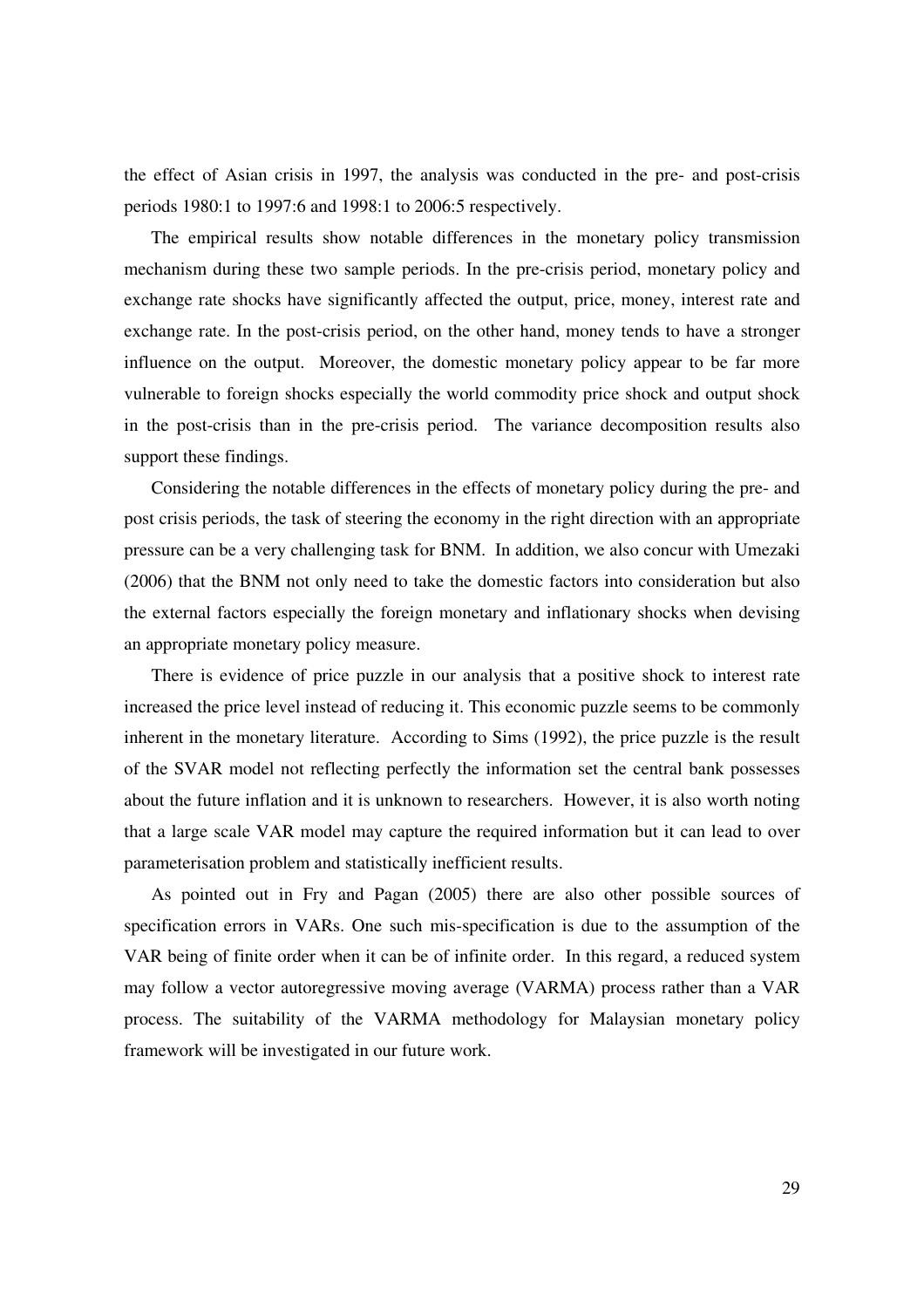the effect of Asian crisis in 1997, the analysis was conducted in the pre- and post-crisis periods 1980:1 to 1997:6 and 1998:1 to 2006:5 respectively.

The empirical results show notable differences in the monetary policy transmission mechanism during these two sample periods. In the pre-crisis period, monetary policy and exchange rate shocks have significantly affected the output, price, money, interest rate and exchange rate. In the post-crisis period, on the other hand, money tends to have a stronger influence on the output. Moreover, the domestic monetary policy appear to be far more vulnerable to foreign shocks especially the world commodity price shock and output shock in the post-crisis than in the pre-crisis period. The variance decomposition results also support these findings.

Considering the notable differences in the effects of monetary policy during the pre- and post crisis periods, the task of steering the economy in the right direction with an appropriate pressure can be a very challenging task for BNM. In addition, we also concur with Umezaki (2006) that the BNM not only need to take the domestic factors into consideration but also the external factors especially the foreign monetary and inflationary shocks when devising an appropriate monetary policy measure.

There is evidence of price puzzle in our analysis that a positive shock to interest rate increased the price level instead of reducing it. This economic puzzle seems to be commonly inherent in the monetary literature. According to Sims (1992), the price puzzle is the result of the SVAR model not reflecting perfectly the information set the central bank possesses about the future inflation and it is unknown to researchers. However, it is also worth noting that a large scale VAR model may capture the required information but it can lead to over parameterisation problem and statistically inefficient results.

As pointed out in Fry and Pagan (2005) there are also other possible sources of specification errors in VARs. One such mis-specification is due to the assumption of the VAR being of finite order when it can be of infinite order. In this regard, a reduced system may follow a vector autoregressive moving average (VARMA) process rather than a VAR process. The suitability of the VARMA methodology for Malaysian monetary policy framework will be investigated in our future work.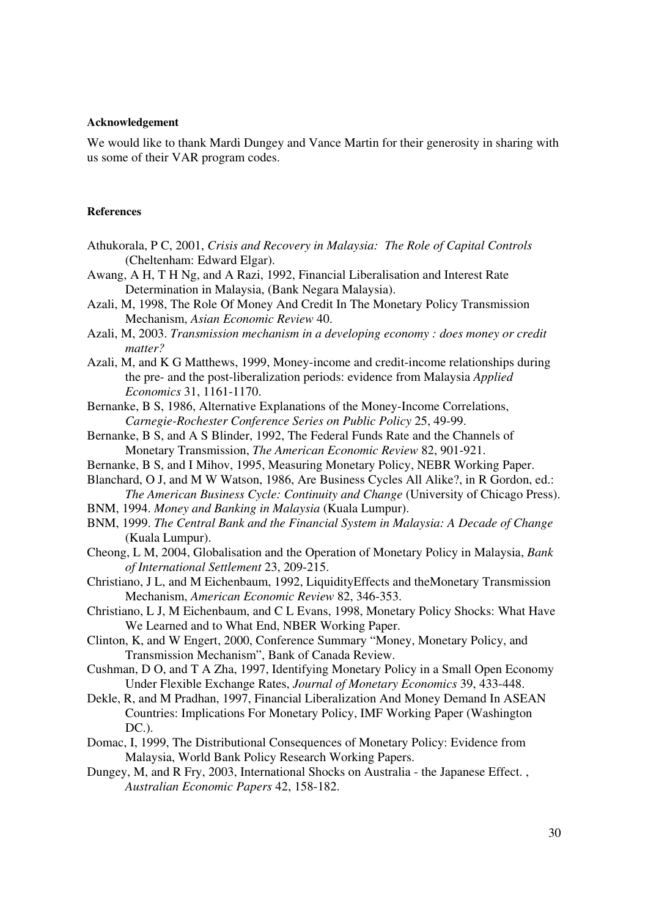**Acknowledgement**

We would like to thank Mardi Dungey and Vance Martin for their generosity in sharing with us some of their VAR program codes.

**References**

Athukorala, P C, 2001, *Crisis and Recovery in Malaysia: The Role of Capital Controls* (Cheltenham: Edward Elgar).

Awang, A H, T H Ng, and A Razi, 1992, Financial Liberalisation and Interest Rate Determination in Malaysia, (Bank Negara Malaysia).

Azali, M, 1998, The Role Of Money And Credit In The Monetary Policy Transmission Mechanism, *Asian Economic Review* 40.

Azali, M, 2003. *Transmission mechanism in a developing economy : does money or credit matter?*

Azali, M, and K G Matthews, 1999, Money-income and credit-income relationships during the pre- and the post-liberalization periods: evidence from Malaysia *Applied Economics* 31, 1161-1170.

Bernanke, B S, 1986, Alternative Explanations of the Money-Income Correlations, *Carnegie-Rochester Conference Series on Public Policy* 25, 49-99.

Bernanke, B S, and A S Blinder, 1992, The Federal Funds Rate and the Channels of Monetary Transmission, *The American Economic Review* 82, 901-921.

Bernanke, B S, and I Mihov, 1995, Measuring Monetary Policy, NEBR Working Paper.

Blanchard, O J, and M W Watson, 1986, Are Business Cycles All Alike?, in R Gordon, ed.: *The American Business Cycle: Continuity and Change* (University of Chicago Press).

BNM, 1994. *Money and Banking in Malaysia* (Kuala Lumpur).

BNM, 1999. *The Central Bank and the Financial System in Malaysia: A Decade of Change* (Kuala Lumpur).

Cheong, L M, 2004, Globalisation and the Operation of Monetary Policy in Malaysia, *Bank of International Settlement* 23, 209-215.

Christiano, J L, and M Eichenbaum, 1992, LiquidityEffects and theMonetary Transmission Mechanism, *American Economic Review* 82, 346-353.

Christiano, L J, M Eichenbaum, and C L Evans, 1998, Monetary Policy Shocks: What Have We Learned and to What End, NBER Working Paper.

Clinton, K, and W Engert, 2000, Conference Summary "Money, Monetary Policy, and Transmission Mechanism", Bank of Canada Review.

Cushman, D O, and T A Zha, 1997, Identifying Monetary Policy in a Small Open Economy Under Flexible Exchange Rates, *Journal of Monetary Economics* 39, 433-448.

Dekle, R, and M Pradhan, 1997, Financial Liberalization And Money Demand In ASEAN Countries: Implications For Monetary Policy, IMF Working Paper (Washington DC.).

Domac, I, 1999, The Distributional Consequences of Monetary Policy: Evidence from Malaysia, World Bank Policy Research Working Papers.

Dungey, M, and R Fry, 2003, International Shocks on Australia - the Japanese Effect. , *Australian Economic Papers* 42, 158-182.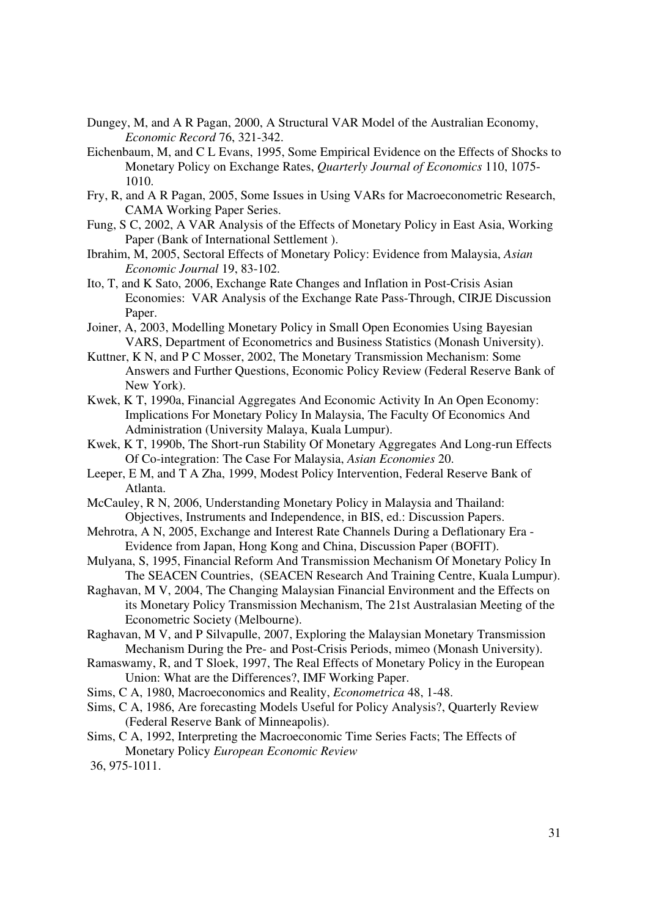Dungey, M, and A R Pagan, 2000, A Structural VAR Model of the Australian Economy, *Economic Record* 76, 321-342.

Eichenbaum, M, and C L Evans, 1995, Some Empirical Evidence on the Effects of Shocks to Monetary Policy on Exchange Rates, *Quarterly Journal of Economics* 110, 1075-1010.

Fry, R, and A R Pagan, 2005, Some Issues in Using VARs for Macroeconometric Research, CAMA Working Paper Series.

Fung, S C, 2002, A VAR Analysis of the Effects of Monetary Policy in East Asia, Working Paper (Bank of International Settlement ).

Ibrahim, M, 2005, Sectoral Effects of Monetary Policy: Evidence from Malaysia, *Asian Economic Journal* 19, 83-102.

Ito, T, and K Sato, 2006, Exchange Rate Changes and Inflation in Post-Crisis Asian Economies: VAR Analysis of the Exchange Rate Pass-Through, CIRJE Discussion Paper.

Joiner, A, 2003, Modelling Monetary Policy in Small Open Economies Using Bayesian VARS, Department of Econometrics and Business Statistics (Monash University).

Kuttner, K N, and P C Mosser, 2002, The Monetary Transmission Mechanism: Some Answers and Further Questions, Economic Policy Review (Federal Reserve Bank of New York).

Kwek, K T, 1990a, Financial Aggregates And Economic Activity In An Open Economy: Implications For Monetary Policy In Malaysia, The Faculty Of Economics And Administration (University Malaya, Kuala Lumpur).

Kwek, K T, 1990b, The Short-run Stability Of Monetary Aggregates And Long-run Effects Of Co-integration: The Case For Malaysia, *Asian Economies* 20.

Leeper, E M, and T A Zha, 1999, Modest Policy Intervention, Federal Reserve Bank of Atlanta.

McCauley, R N, 2006, Understanding Monetary Policy in Malaysia and Thailand: Objectives, Instruments and Independence, in BIS, ed.: Discussion Papers.

Mehrotra, A N, 2005, Exchange and Interest Rate Channels During a Deflationary Era - Evidence from Japan, Hong Kong and China, Discussion Paper (BOFIT).

Mulyana, S, 1995, Financial Reform And Transmission Mechanism Of Monetary Policy In The SEACEN Countries, (SEACEN Research And Training Centre, Kuala Lumpur).

Raghavan, M V, 2004, The Changing Malaysian Financial Environment and the Effects on its Monetary Policy Transmission Mechanism, The 21st Australasian Meeting of the Econometric Society (Melbourne).

Raghavan, M V, and P Silvapulle, 2007, Exploring the Malaysian Monetary Transmission Mechanism During the Pre- and Post-Crisis Periods, mimeo (Monash University).

Ramaswamy, R, and T Sloek, 1997, The Real Effects of Monetary Policy in the European Union: What are the Differences?, IMF Working Paper.

Sims, C A, 1980, Macroeconomics and Reality, *Econometrica* 48, 1-48.

Sims, C A, 1986, Are forecasting Models Useful for Policy Analysis?, Quarterly Review (Federal Reserve Bank of Minneapolis).

Sims, C A, 1992, Interpreting the Macroeconomic Time Series Facts; The Effects of Monetary Policy *European Economic Review* 36, 975-1011.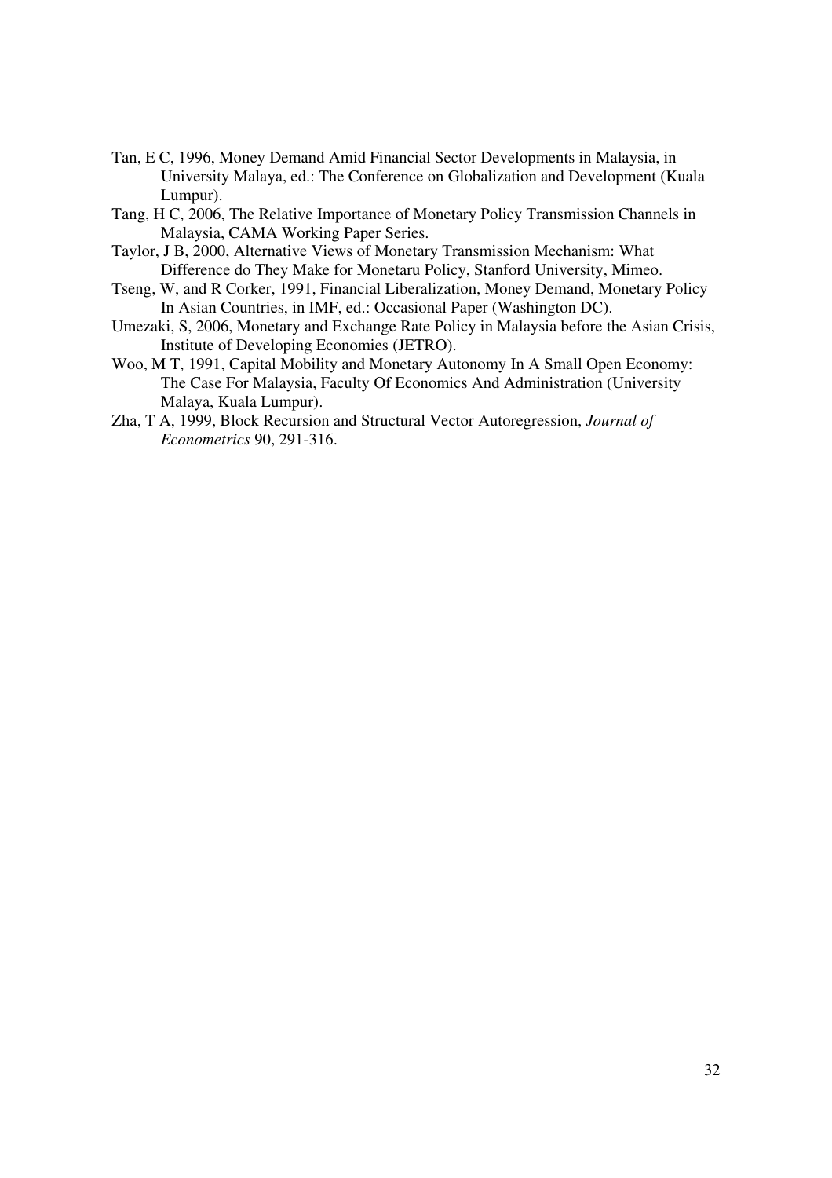Tan, E C, 1996, Money Demand Amid Financial Sector Developments in Malaysia, in University Malaya, ed.: The Conference on Globalization and Development (Kuala Lumpur).

Tang, H C, 2006, The Relative Importance of Monetary Policy Transmission Channels in Malaysia, CAMA Working Paper Series.

Taylor, J B, 2000, Alternative Views of Monetary Transmission Mechanism: What Difference do They Make for Monetaru Policy, Stanford University, Mimeo.

Tseng, W, and R Corker, 1991, Financial Liberalization, Money Demand, Monetary Policy In Asian Countries, in IMF, ed.: Occasional Paper (Washington DC).

Umezaki, S, 2006, Monetary and Exchange Rate Policy in Malaysia before the Asian Crisis, Institute of Developing Economies (JETRO).

Woo, M T, 1991, Capital Mobility and Monetary Autonomy In A Small Open Economy: The Case For Malaysia, Faculty Of Economics And Administration (University Malaya, Kuala Lumpur).

Zha, T A, 1999, Block Recursion and Structural Vector Autoregression, *Journal of Econometrics* 90, 291-316.